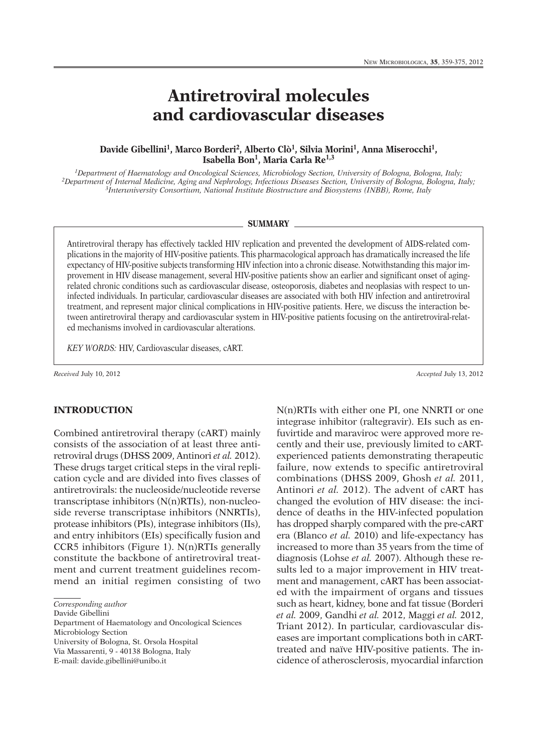# Antiretroviral molecules and cardiovascular diseases

**Davide Gibellini[1], Marco Borderi[2], Alberto Clò[1], Silvia Morini[1], Anna Miserocchi[1], Isabella Bon[1], Maria Carla Re[1,3]**

[1]*Department of Haematology and Oncological Sciences, Microbiology Section, University of Bologna, Bologna, Italy;*
[2]*Department of Internal Medicine, Aging and Nephrology, Infectious Diseases Section, University of Bologna, Bologna, Italy;*
[3]*Interuniversity Consortium, National Institute Biostructure and Biosystems (INBB), Rome, Italy*

## SUMMARY

Antiretroviral therapy has effectively tackled HIV replication and prevented the development of AIDS-related complications in the majority of HIV-positive patients. This pharmacological approach has dramatically increased the life expectancy of HIV-positive subjects transforming HIV infection into a chronic disease. Notwithstanding this major improvement in HIV disease management, several HIV-positive patients show an earlier and significant onset of aging-related chronic conditions such as cardiovascular disease, osteoporosis, diabetes and neoplasias with respect to uninfected individuals. In particular, cardiovascular diseases are associated with both HIV infection and antiretroviral treatment, and represent major clinical complications in HIV-positive patients. Here, we discuss the interaction between antiretroviral therapy and cardiovascular system in HIV-positive patients focusing on the antiretroviral-related mechanisms involved in cardiovascular alterations.

*KEY WORDS:* HIV, Cardiovascular diseases, cART.

*Received* July 10, 2012 *Accepted* July 13, 2012

## INTRODUCTION

Combined antiretroviral therapy (cART) mainly consists of the association of at least three antiretroviral drugs (DHSS 2009, Antinori *et al.* 2012). These drugs target critical steps in the viral replication cycle and are divided into fives classes of antiretrovirals: the nucleoside/nucleotide reverse transcriptase inhibitors (N(n)RTIs), non-nucleoside reverse transcriptase inhibitors (NNRTIs), protease inhibitors (PIs), integrase inhibitors (IIs), and entry inhibitors (EIs) specifically fusion and CCR5 inhibitors (Figure 1). N(n)RTIs generally constitute the backbone of antiretroviral treatment and current treatment guidelines recommend an initial regimen consisting of two N(n)RTIs with either one PI, one NNRTI or one integrase inhibitor (raltegravir). EIs such as enfuvirtide and maraviroc were approved more recently and their use, previously limited to cART-experienced patients demonstrating therapeutic failure, now extends to specific antiretroviral combinations (DHSS 2009, Ghosh *et al.* 2011, Antinori *et al.* 2012). The advent of cART has changed the evolution of HIV disease: the incidence of deaths in the HIV-infected population has dropped sharply compared with the pre-cART era (Blanco *et al.* 2010) and life-expectancy has increased to more than 35 years from the time of diagnosis (Lohse *et al.* 2007). Although these results led to a major improvement in HIV treatment and management, cART has been associated with the impairment of organs and tissues such as heart, kidney, bone and fat tissue (Borderi *et al.* 2009, Gandhi *et al.* 2012, Maggi *et al.* 2012, Triant 2012). In particular, cardiovascular diseases are important complications both in cART-treated and naïve HIV-positive patients. The incidence of atherosclerosis, myocardial infarction

*Corresponding author*
Davide Gibellini
Department of Haematology and Oncological Sciences
Microbiology Section
University of Bologna, St. Orsola Hospital
Via Massarenti, 9 - 40138 Bologna, Italy
E-mail: davide.gibellini@unibo.it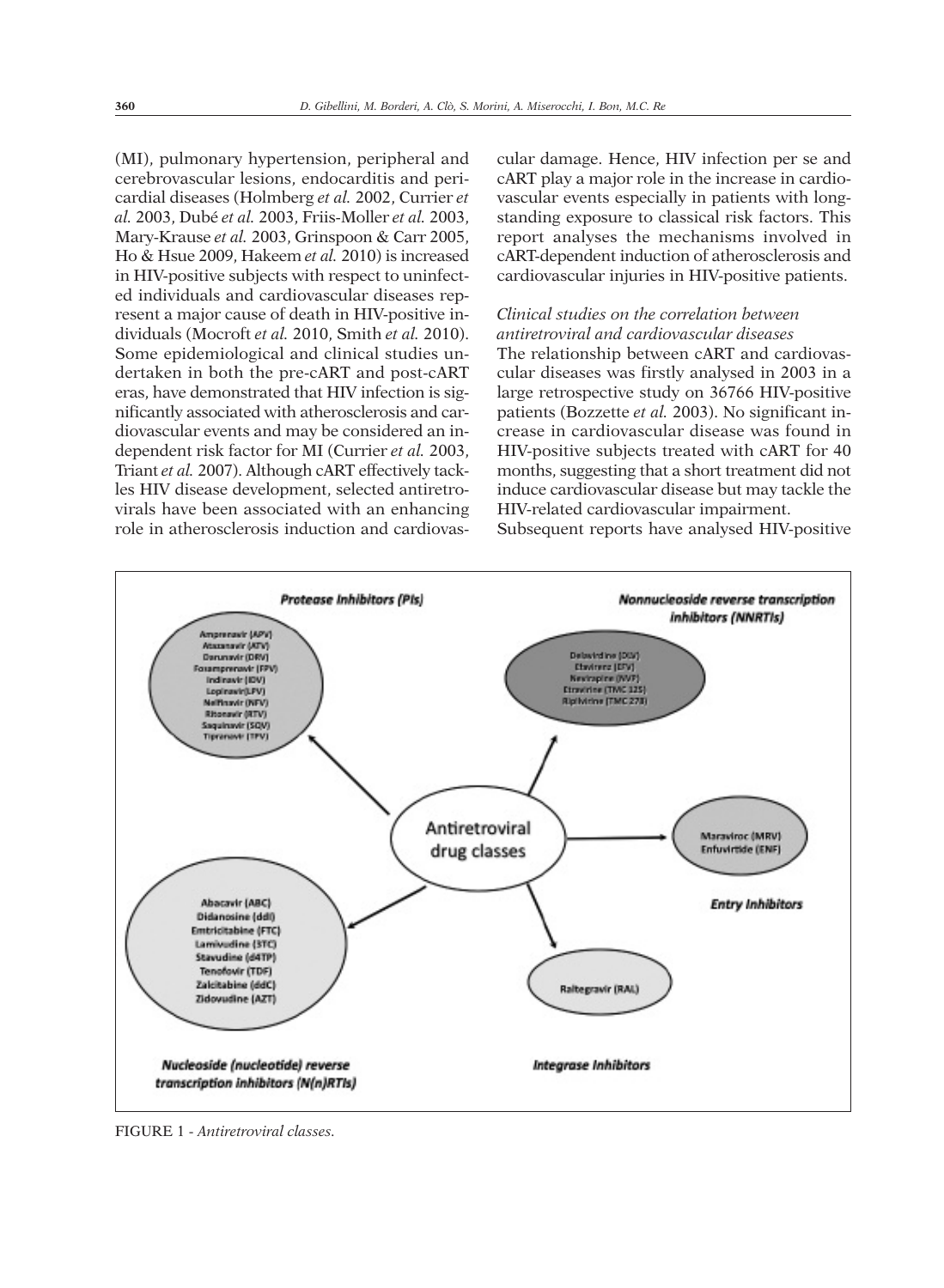(MI), pulmonary hypertension, peripheral and cerebrovascular lesions, endocarditis and pericardial diseases (Holmberg *et al.* 2002, Currier *et al.* 2003, Dubé *et al.* 2003, Friis-Moller *et al.* 2003, Mary-Krause *et al.* 2003, Grinspoon & Carr 2005, Ho & Hsue 2009, Hakeem *et al.* 2010) is increased in HIV-positive subjects with respect to uninfected individuals and cardiovascular diseases represent a major cause of death in HIV-positive individuals (Mocroft *et al.* 2010, Smith *et al.* 2010). Some epidemiological and clinical studies undertaken in both the pre-cART and post-cART eras, have demonstrated that HIV infection is significantly associated with atherosclerosis and cardiovascular events and may be considered an independent risk factor for MI (Currier *et al.* 2003, Triant *et al.* 2007). Although cART effectively tackles HIV disease development, selected antiretrovirals have been associated with an enhancing role in atherosclerosis induction and cardiovascular damage. Hence, HIV infection per se and cART play a major role in the increase in cardiovascular events especially in patients with longstanding exposure to classical risk factors. This report analyses the mechanisms involved in cART-dependent induction of atherosclerosis and cardiovascular injuries in HIV-positive patients.

*Clinical studies on the correlation between antiretroviral and cardiovascular diseases*

The relationship between cART and cardiovascular diseases was firstly analysed in 2003 in a large retrospective study on 36766 HIV-positive patients (Bozzette *et al.* 2003). No significant increase in cardiovascular disease was found in HIV-positive subjects treated with cART for 40 months, suggesting that a short treatment did not induce cardiovascular disease but may tackle the HIV-related cardiovascular impairment.

Subsequent reports have analysed HIV-positive

FIGURE 1 - *Antiretroviral classes.*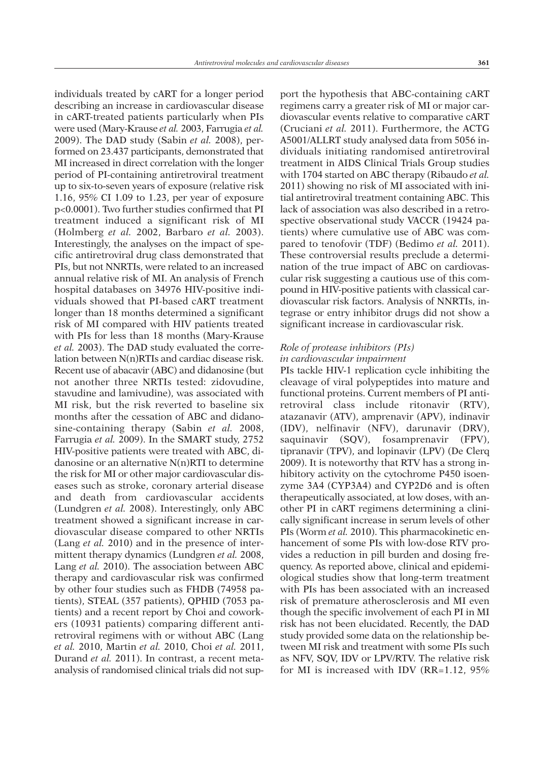individuals treated by cART for a longer period describing an increase in cardiovascular disease in cART-treated patients particularly when PIs were used (Mary-Krause *et al.* 2003, Farrugia *et al.* 2009). The DAD study (Sabin *et al.* 2008), performed on 23.437 participants, demonstrated that MI increased in direct correlation with the longer period of PI-containing antiretroviral treatment up to six-to-seven years of exposure (relative risk 1.16, 95% CI 1.09 to 1.23, per year of exposure $p<0.0001$). Two further studies confirmed that PI treatment induced a significant risk of MI (Holmberg *et al.* 2002, Barbaro *et al.* 2003). Interestingly, the analyses on the impact of specific antiretroviral drug class demonstrated that PIs, but not NNRTIs, were related to an increased annual relative risk of MI. An analysis of French hospital databases on 34976 HIV-positive individuals showed that PI-based cART treatment longer than 18 months determined a significant risk of MI compared with HIV patients treated with PIs for less than 18 months (Mary-Krause *et al.* 2003). The DAD study evaluated the correlation between N(n)RTIs and cardiac disease risk. Recent use of abacavir (ABC) and didanosine (but not another three NRTIs tested: zidovudine, stavudine and lamivudine), was associated with MI risk, but the risk reverted to baseline six months after the cessation of ABC and didanosine-containing therapy (Sabin *et al.* 2008, Farrugia *et al.* 2009). In the SMART study, 2752 HIV-positive patients were treated with ABC, didanosine or an alternative N(n)RTI to determine the risk for MI or other major cardiovascular diseases such as stroke, coronary arterial disease and death from cardiovascular accidents (Lundgren *et al.* 2008). Interestingly, only ABC treatment showed a significant increase in cardiovascular disease compared to other NRTIs (Lang *et al.* 2010) and in the presence of intermittent therapy dynamics (Lundgren *et al.* 2008, Lang *et al.* 2010). The association between ABC therapy and cardiovascular risk was confirmed by other four studies such as FHDB (74958 patients), STEAL (357 patients), QPHID (7053 patients) and a recent report by Choi and coworkers (10931 patients) comparing different antiretroviral regimens with or without ABC (Lang *et al.* 2010, Martin *et al.* 2010, Choi *et al.* 2011, Durand *et al.* 2011). In contrast, a recent meta-analysis of randomised clinical trials did not support the hypothesis that ABC-containing cART regimens carry a greater risk of MI or major cardiovascular events relative to comparative cART (Cruciani *et al.* 2011). Furthermore, the ACTG A5001/ALLRT study analysed data from 5056 individuals initiating randomised antiretroviral treatment in AIDS Clinical Trials Group studies with 1704 started on ABC therapy (Ribaudo *et al.* 2011) showing no risk of MI associated with initial antiretroviral treatment containing ABC. This lack of association was also described in a retrospective observational study VACCR (19424 patients) where cumulative use of ABC was compared to tenofovir (TDF) (Bedimo *et al.* 2011). These controversial results preclude a determination of the true impact of ABC on cardiovascular risk suggesting a cautious use of this compound in HIV-positive patients with classical cardiovascular risk factors. Analysis of NNRTIs, integrase or entry inhibitor drugs did not show a significant increase in cardiovascular risk.

### *Role of protease inhibitors (PIs) in cardiovascular impairment*

PIs tackle HIV-1 replication cycle inhibiting the cleavage of viral polypeptides into mature and functional proteins. Current members of PI antiretroviral class include ritonavir (RTV), atazanavir (ATV), amprenavir (APV), indinavir (IDV), nelfinavir (NFV), darunavir (DRV), saquinavir (SQV), fosamprenavir (FPV), tipranavir (TPV), and lopinavir (LPV) (De Clerq 2009). It is noteworthy that RTV has a strong inhibitory activity on the cytochrome P450 isoenzyme 3A4 (CYP3A4) and CYP2D6 and is often therapeutically associated, at low doses, with another PI in cART regimens determining a clinically significant increase in serum levels of other PIs (Worm *et al.* 2010). This pharmacokinetic enhancement of some PIs with low-dose RTV provides a reduction in pill burden and dosing frequency. As reported above, clinical and epidemiological studies show that long-term treatment with PIs has been associated with an increased risk of premature atherosclerosis and MI even though the specific involvement of each PI in MI risk has not been elucidated. Recently, the DAD study provided some data on the relationship between MI risk and treatment with some PIs such as NFV, SQV, IDV or LPV/RTV. The relative risk for MI is increased with IDV (RR=1.12, 95%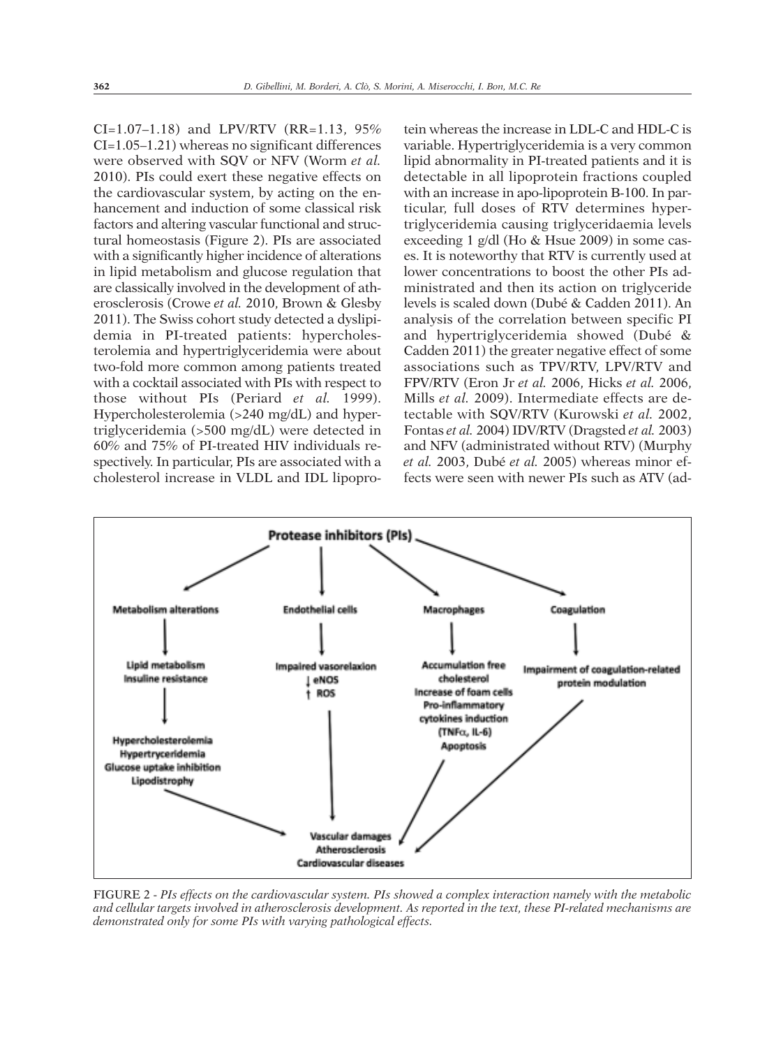CI=1.07–1.18) and LPV/RTV (RR=1.13, 95% CI=1.05–1.21) whereas no significant differences were observed with SQV or NFV (Worm *et al.* 2010). PIs could exert these negative effects on the cardiovascular system, by acting on the enhancement and induction of some classical risk factors and altering vascular functional and structural homeostasis (Figure 2). PIs are associated with a significantly higher incidence of alterations in lipid metabolism and glucose regulation that are classically involved in the development of atherosclerosis (Crowe *et al.* 2010, Brown & Glesby 2011). The Swiss cohort study detected a dyslipidemia in PI-treated patients: hypercholesterolemia and hypertriglyceridemia were about two-fold more common among patients treated with a cocktail associated with PIs with respect to those without PIs (Periard *et al.* 1999). Hypercholesterolemia (>240 mg/dL) and hypertriglyceridemia (>500 mg/dL) were detected in 60% and 75% of PI-treated HIV individuals respectively. In particular, PIs are associated with a cholesterol increase in VLDL and IDL lipoprotein whereas the increase in LDL-C and HDL-C is variable. Hypertriglyceridemia is a very common lipid abnormality in PI-treated patients and it is detectable in all lipoprotein fractions coupled with an increase in apo-lipoprotein B-100. In particular, full doses of RTV determines hypertriglyceridemia causing triglyceridaemia levels exceeding 1 g/dl (Ho & Hsue 2009) in some cases. It is noteworthy that RTV is currently used at lower concentrations to boost the other PIs administrated and then its action on triglyceride levels is scaled down (Dubé & Cadden 2011). An analysis of the correlation between specific PI and hypertriglyceridemia showed (Dubé & Cadden 2011) the greater negative effect of some associations such as TPV/RTV, LPV/RTV and FPV/RTV (Eron Jr *et al.* 2006, Hicks *et al.* 2006, Mills *et al.* 2009). Intermediate effects are detectable with SQV/RTV (Kurowski *et al.* 2002, Fontas *et al.* 2004) IDV/RTV (Dragsted *et al.* 2003) and NFV (administrated without RTV) (Murphy *et al.* 2003, Dubé *et al.* 2005) whereas minor effects were seen with newer PIs such as ATV (ad-

**Protease inhibitors (PIs)**

- **Metabolism alterations** → Lipid metabolism; Insuline resistance → Hypercholesterolemia; Hypertryceridemia; Glucose uptake inhibition; Lipodistrophy
- **Endothelial cells** → Impaired vasorelaxion; ↓ eNOS; ↑ ROS
- **Macrophages** → Accumulation free cholesterol; Increase of foam cells; Pro-inflammatory cytokines induction (TNFα, IL-6); Apoptosis
- **Coagulation** → Impairment of coagulation-related protein modulation

→ **Vascular damages; Atherosclerosis; Cardiovascular diseases**

FIGURE 2 - *PIs effects on the cardiovascular system. PIs showed a complex interaction namely with the metabolic and cellular targets involved in atherosclerosis development. As reported in the text, these PI-related mechanisms are demonstrated only for some PIs with varying pathological effects.*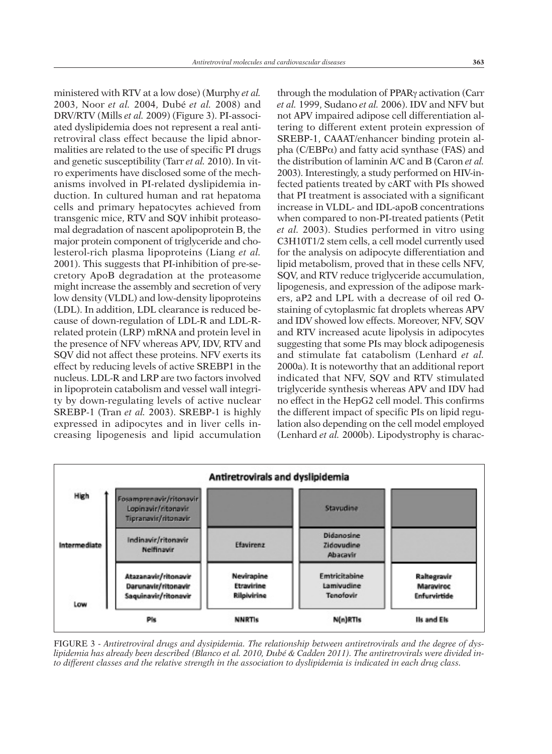ministered with RTV at a low dose) (Murphy *et al.* 2003, Noor *et al.* 2004, Dubé *et al.* 2008) and DRV/RTV (Mills *et al.* 2009) (Figure 3). PI-associated dyslipidemia does not represent a real antiretroviral class effect because the lipid abnormalities are related to the use of specific PI drugs and genetic susceptibility (Tarr *et al.* 2010). In vitro experiments have disclosed some of the mechanisms involved in PI-related dyslipidemia induction. In cultured human and rat hepatoma cells and primary hepatocytes achieved from transgenic mice, RTV and SQV inhibit proteasomal degradation of nascent apolipoprotein B, the major protein component of triglyceride and cholesterol-rich plasma lipoproteins (Liang *et al.* 2001). This suggests that PI-inhibition of pre-secretory ApoB degradation at the proteasome might increase the assembly and secretion of very low density (VLDL) and low-density lipoproteins (LDL). In addition, LDL clearance is reduced because of down-regulation of LDL-R and LDL-R-related protein (LRP) mRNA and protein level in the presence of NFV whereas APV, IDV, RTV and SQV did not affect these proteins. NFV exerts its effect by reducing levels of active SREBP1 in the nucleus. LDL-R and LRP are two factors involved in lipoprotein catabolism and vessel wall integrity by down-regulating levels of active nuclear SREBP-1 (Tran *et al.* 2003). SREBP-1 is highly expressed in adipocytes and in liver cells increasing lipogenesis and lipid accumulation through the modulation of PPARγ activation (Carr *et al.* 1999, Sudano *et al.* 2006). IDV and NFV but not APV impaired adipose cell differentiation altering to different extent protein expression of SREBP-1, CAAAT/enhancer binding protein alpha (C/EBPα) and fatty acid synthase (FAS) and the distribution of laminin A/C and B (Caron *et al.* 2003). Interestingly, a study performed on HIV-infected patients treated by cART with PIs showed that PI treatment is associated with a significant increase in VLDL- and IDL-apoB concentrations when compared to non-PI-treated patients (Petit *et al.* 2003). Studies performed in vitro using C3H10T1/2 stem cells, a cell model currently used for the analysis on adipocyte differentiation and lipid metabolism, proved that in these cells NFV, SQV, and RTV reduce triglyceride accumulation, lipogenesis, and expression of the adipose markers, aP2 and LPL with a decrease of oil red O-staining of cytoplasmic fat droplets whereas APV and IDV showed low effects. Moreover, NFV, SQV and RTV increased acute lipolysis in adipocytes suggesting that some PIs may block adipogenesis and stimulate fat catabolism (Lenhard *et al.* 2000a). It is noteworthy that an additional report indicated that NFV, SQV and RTV stimulated triglyceride synthesis whereas APV and IDV had no effect in the HepG2 cell model. This confirms the different impact of specific PIs on lipid regulation also depending on the cell model employed (Lenhard *et al.* 2000b). Lipodystrophy is charac-

**Antiretrovirals and dyslipidemia**

| | PIs | NNRTIs | N(n)RTIs | IIs and EIs |
|---|---|---|---|---|
| High | Fosamprenavir/ritonavir<br>Lopinavir/ritonavir<br>Tipranavir/ritonavir | | Stavudine | |
| Intermediate | Indinavir/ritonavir<br>Nelfinavir | Efavirenz | Didanosine<br>Zidovudine<br>Abacavir | |
| Low | Atazanavir/ritonavir<br>Darunavir/ritonavir<br>Saquinavir/ritonavir | Nevirapine<br>Etravirine<br>Rilpivirine | Emtricitabine<br>Lamivudine<br>Tenofovir | Raltegravir<br>Maraviroc<br>Enfurvirtide |

FIGURE 3 - *Antiretroviral drugs and dysipidemia. The relationship between antiretrovirals and the degree of dyslipidemia has already been described (Blanco et al. 2010, Dubé & Cadden 2011). The antiretrovirals were divided into different classes and the relative strength in the association to dyslipidemia is indicated in each drug class.*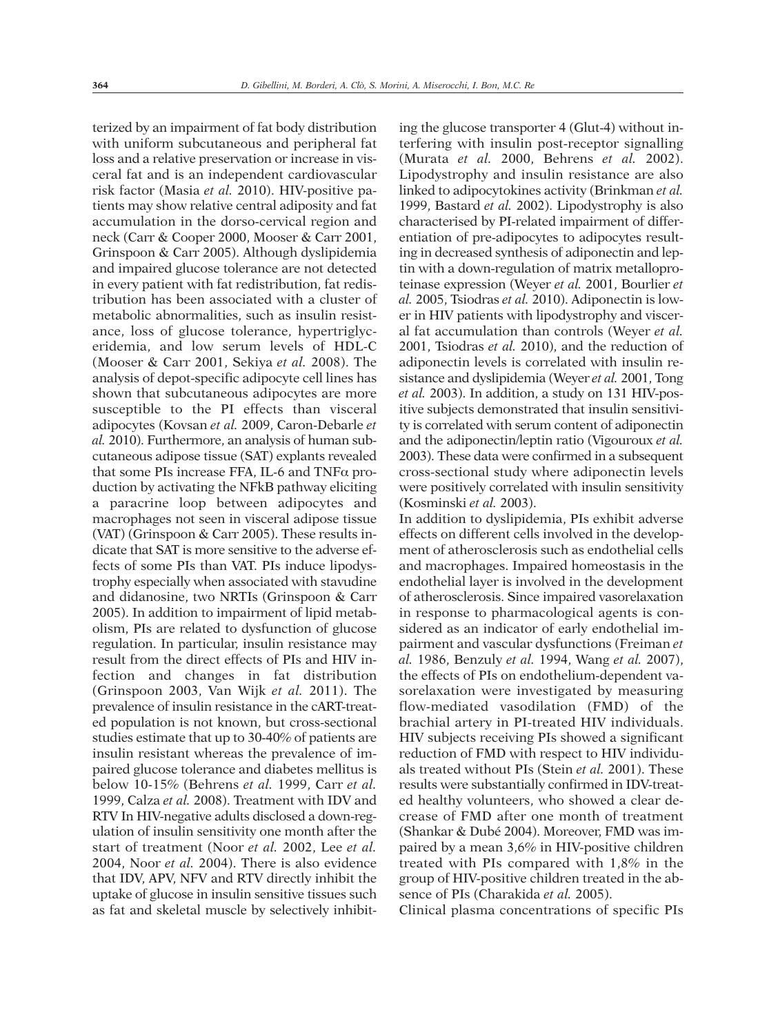terized by an impairment of fat body distribution with uniform subcutaneous and peripheral fat loss and a relative preservation or increase in visceral fat and is an independent cardiovascular risk factor (Masia *et al.* 2010). HIV-positive patients may show relative central adiposity and fat accumulation in the dorso-cervical region and neck (Carr & Cooper 2000, Mooser & Carr 2001, Grinspoon & Carr 2005). Although dyslipidemia and impaired glucose tolerance are not detected in every patient with fat redistribution, fat redistribution has been associated with a cluster of metabolic abnormalities, such as insulin resistance, loss of glucose tolerance, hypertriglyceridemia, and low serum levels of HDL-C (Mooser & Carr 2001, Sekiya *et al.* 2008). The analysis of depot-specific adipocyte cell lines has shown that subcutaneous adipocytes are more susceptible to the PI effects than visceral adipocytes (Kovsan *et al.* 2009, Caron-Debarle *et al.* 2010). Furthermore, an analysis of human subcutaneous adipose tissue (SAT) explants revealed that some PIs increase FFA, IL-6 and TNFα production by activating the NFkB pathway eliciting a paracrine loop between adipocytes and macrophages not seen in visceral adipose tissue (VAT) (Grinspoon & Carr 2005). These results indicate that SAT is more sensitive to the adverse effects of some PIs than VAT. PIs induce lipodystrophy especially when associated with stavudine and didanosine, two NRTIs (Grinspoon & Carr 2005). In addition to impairment of lipid metabolism, PIs are related to dysfunction of glucose regulation. In particular, insulin resistance may result from the direct effects of PIs and HIV infection and changes in fat distribution (Grinspoon 2003, Van Wijk *et al.* 2011). The prevalence of insulin resistance in the cART-treated population is not known, but cross-sectional studies estimate that up to 30-40% of patients are insulin resistant whereas the prevalence of impaired glucose tolerance and diabetes mellitus is below 10-15% (Behrens *et al.* 1999, Carr *et al.* 1999, Calza *et al.* 2008). Treatment with IDV and RTV In HIV-negative adults disclosed a down-regulation of insulin sensitivity one month after the start of treatment (Noor *et al.* 2002, Lee *et al.* 2004, Noor *et al.* 2004). There is also evidence that IDV, APV, NFV and RTV directly inhibit the uptake of glucose in insulin sensitive tissues such as fat and skeletal muscle by selectively inhibiting the glucose transporter 4 (Glut-4) without interfering with insulin post-receptor signalling (Murata *et al.* 2000, Behrens *et al.* 2002). Lipodystrophy and insulin resistance are also linked to adipocytokines activity (Brinkman *et al.* 1999, Bastard *et al.* 2002). Lipodystrophy is also characterised by PI-related impairment of differentiation of pre-adipocytes to adipocytes resulting in decreased synthesis of adiponectin and leptin with a down-regulation of matrix metalloproteinase expression (Weyer *et al.* 2001, Bourlier *et al.* 2005, Tsiodras *et al.* 2010). Adiponectin is lower in HIV patients with lipodystrophy and visceral fat accumulation than controls (Weyer *et al.* 2001, Tsiodras *et al.* 2010), and the reduction of adiponectin levels is correlated with insulin resistance and dyslipidemia (Weyer *et al.* 2001, Tong *et al.* 2003). In addition, a study on 131 HIV-positive subjects demonstrated that insulin sensitivity is correlated with serum content of adiponectin and the adiponectin/leptin ratio (Vigouroux *et al.* 2003). These data were confirmed in a subsequent cross-sectional study where adiponectin levels were positively correlated with insulin sensitivity (Kosminski *et al.* 2003).

In addition to dyslipidemia, PIs exhibit adverse effects on different cells involved in the development of atherosclerosis such as endothelial cells and macrophages. Impaired homeostasis in the endothelial layer is involved in the development of atherosclerosis. Since impaired vasorelaxation in response to pharmacological agents is considered as an indicator of early endothelial impairment and vascular dysfunctions (Freiman *et al.* 1986, Benzuly *et al.* 1994, Wang *et al.* 2007), the effects of PIs on endothelium-dependent vasorelaxation were investigated by measuring flow-mediated vasodilation (FMD) of the brachial artery in PI-treated HIV individuals. HIV subjects receiving PIs showed a significant reduction of FMD with respect to HIV individuals treated without PIs (Stein *et al.* 2001). These results were substantially confirmed in IDV-treated healthy volunteers, who showed a clear decrease of FMD after one month of treatment (Shankar & Dubé 2004). Moreover, FMD was impaired by a mean 3,6% in HIV-positive children treated with PIs compared with 1,8% in the group of HIV-positive children treated in the absence of PIs (Charakida *et al.* 2005).

Clinical plasma concentrations of specific PIs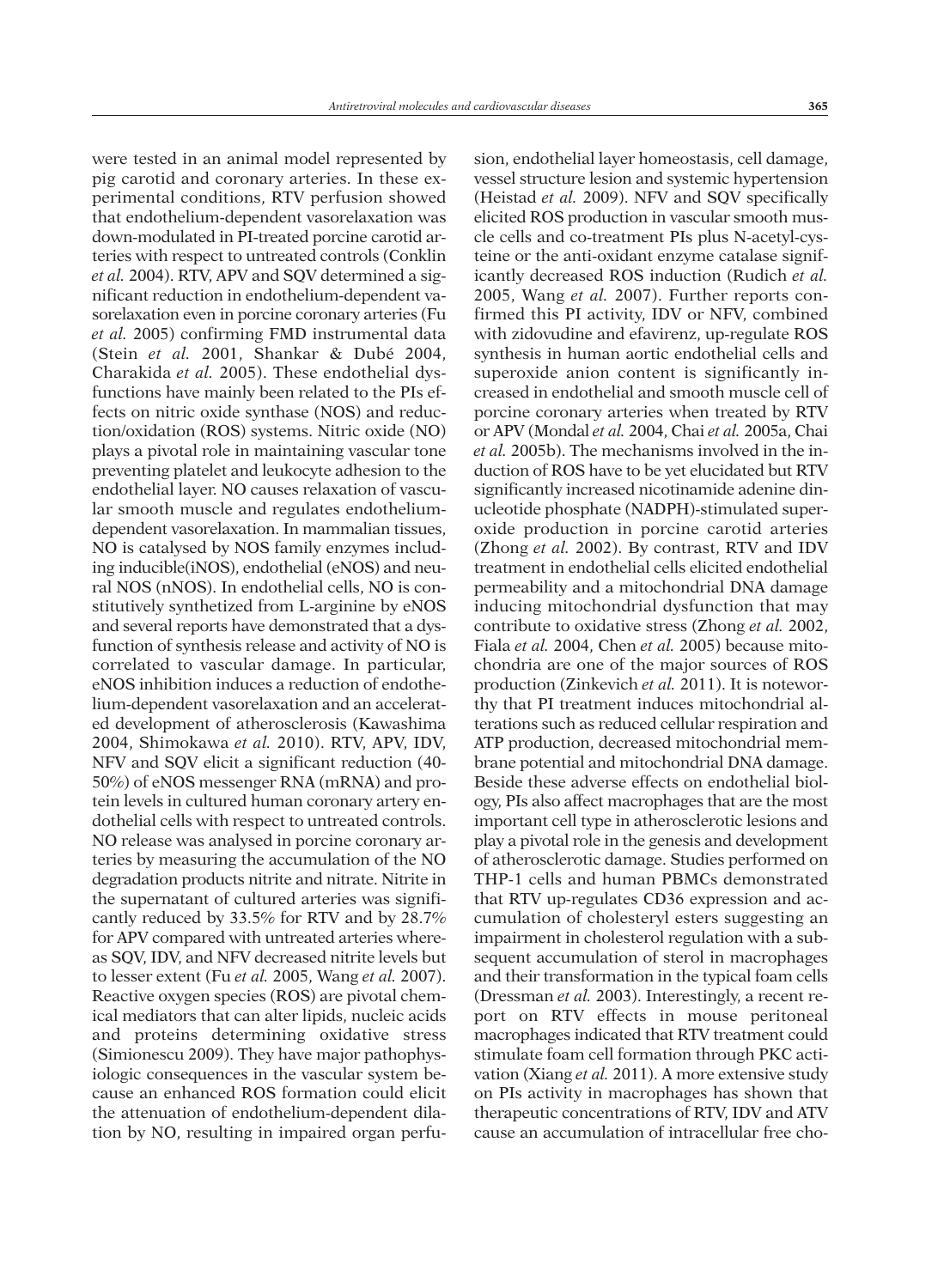were tested in an animal model represented by pig carotid and coronary arteries. In these experimental conditions, RTV perfusion showed that endothelium-dependent vasorelaxation was down-modulated in PI-treated porcine carotid arteries with respect to untreated controls (Conklin *et al.* 2004). RTV, APV and SQV determined a significant reduction in endothelium-dependent vasorelaxation even in porcine coronary arteries (Fu *et al.* 2005) confirming FMD instrumental data (Stein *et al.* 2001, Shankar & Dubé 2004, Charakida *et al.* 2005). These endothelial dysfunctions have mainly been related to the PIs effects on nitric oxide synthase (NOS) and reduction/oxidation (ROS) systems. Nitric oxide (NO) plays a pivotal role in maintaining vascular tone preventing platelet and leukocyte adhesion to the endothelial layer. NO causes relaxation of vascular smooth muscle and regulates endothelium-dependent vasorelaxation. In mammalian tissues, NO is catalysed by NOS family enzymes including inducible(iNOS), endothelial (eNOS) and neural NOS (nNOS). In endothelial cells, NO is constitutively synthetized from L-arginine by eNOS and several reports have demonstrated that a dysfunction of synthesis release and activity of NO is correlated to vascular damage. In particular, eNOS inhibition induces a reduction of endothelium-dependent vasorelaxation and an accelerated development of atherosclerosis (Kawashima 2004, Shimokawa *et al.* 2010). RTV, APV, IDV, NFV and SQV elicit a significant reduction (40-50%) of eNOS messenger RNA (mRNA) and protein levels in cultured human coronary artery endothelial cells with respect to untreated controls. NO release was analysed in porcine coronary arteries by measuring the accumulation of the NO degradation products nitrite and nitrate. Nitrite in the supernatant of cultured arteries was significantly reduced by 33.5% for RTV and by 28.7% for APV compared with untreated arteries whereas SQV, IDV, and NFV decreased nitrite levels but to lesser extent (Fu *et al.* 2005, Wang *et al.* 2007). Reactive oxygen species (ROS) are pivotal chemical mediators that can alter lipids, nucleic acids and proteins determining oxidative stress (Simionescu 2009). They have major pathophysiologic consequences in the vascular system because an enhanced ROS formation could elicit the attenuation of endothelium-dependent dilation by NO, resulting in impaired organ perfusion, endothelial layer homeostasis, cell damage, vessel structure lesion and systemic hypertension (Heistad *et al.* 2009). NFV and SQV specifically elicited ROS production in vascular smooth muscle cells and co-treatment PIs plus N-acetyl-cysteine or the anti-oxidant enzyme catalase significantly decreased ROS induction (Rudich *et al.* 2005, Wang *et al.* 2007). Further reports confirmed this PI activity, IDV or NFV, combined with zidovudine and efavirenz, up-regulate ROS synthesis in human aortic endothelial cells and superoxide anion content is significantly increased in endothelial and smooth muscle cell of porcine coronary arteries when treated by RTV or APV (Mondal *et al.* 2004, Chai *et al.* 2005a, Chai *et al.* 2005b). The mechanisms involved in the induction of ROS have to be yet elucidated but RTV significantly increased nicotinamide adenine dinucleotide phosphate (NADPH)-stimulated superoxide production in porcine carotid arteries (Zhong *et al.* 2002). By contrast, RTV and IDV treatment in endothelial cells elicited endothelial permeability and a mitochondrial DNA damage inducing mitochondrial dysfunction that may contribute to oxidative stress (Zhong *et al.* 2002, Fiala *et al.* 2004, Chen *et al.* 2005) because mitochondria are one of the major sources of ROS production (Zinkevich *et al.* 2011). It is noteworthy that PI treatment induces mitochondrial alterations such as reduced cellular respiration and ATP production, decreased mitochondrial membrane potential and mitochondrial DNA damage. Beside these adverse effects on endothelial biology, PIs also affect macrophages that are the most important cell type in atherosclerotic lesions and play a pivotal role in the genesis and development of atherosclerotic damage. Studies performed on THP-1 cells and human PBMCs demonstrated that RTV up-regulates CD36 expression and accumulation of cholesteryl esters suggesting an impairment in cholesterol regulation with a subsequent accumulation of sterol in macrophages and their transformation in the typical foam cells (Dressman *et al.* 2003). Interestingly, a recent report on RTV effects in mouse peritoneal macrophages indicated that RTV treatment could stimulate foam cell formation through PKC activation (Xiang *et al.* 2011). A more extensive study on PIs activity in macrophages has shown that therapeutic concentrations of RTV, IDV and ATV cause an accumulation of intracellular free cho-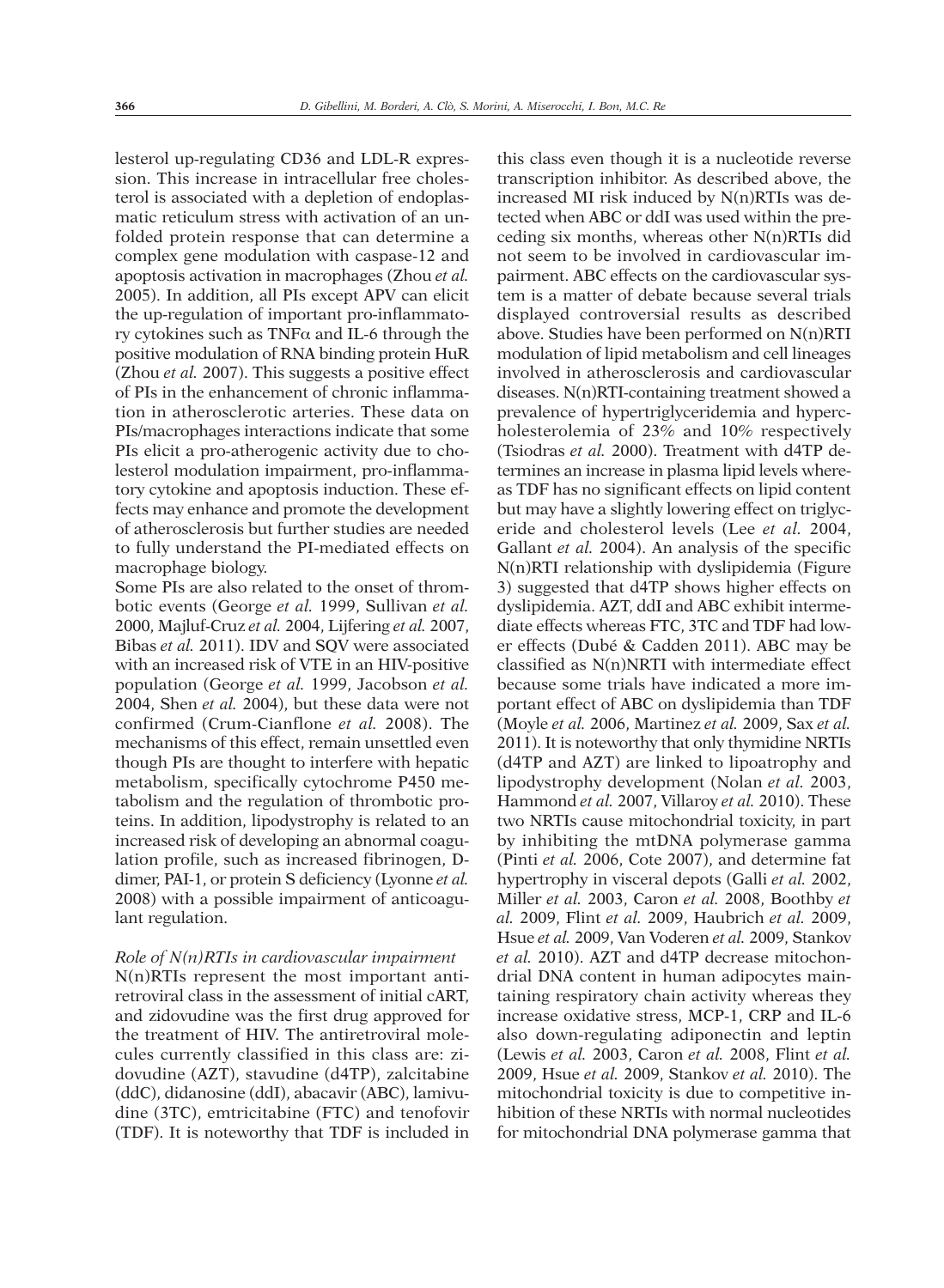lesterol up-regulating CD36 and LDL-R expression. This increase in intracellular free cholesterol is associated with a depletion of endoplasmatic reticulum stress with activation of an unfolded protein response that can determine a complex gene modulation with caspase-12 and apoptosis activation in macrophages (Zhou *et al.* 2005). In addition, all PIs except APV can elicit the up-regulation of important pro-inflammatory cytokines such as TNFα and IL-6 through the positive modulation of RNA binding protein HuR (Zhou *et al.* 2007). This suggests a positive effect of PIs in the enhancement of chronic inflammation in atherosclerotic arteries. These data on PIs/macrophages interactions indicate that some PIs elicit a pro-atherogenic activity due to cholesterol modulation impairment, pro-inflammatory cytokine and apoptosis induction. These effects may enhance and promote the development of atherosclerosis but further studies are needed to fully understand the PI-mediated effects on macrophage biology.

Some PIs are also related to the onset of thrombotic events (George *et al.* 1999, Sullivan *et al.* 2000, Majluf-Cruz *et al.* 2004, Lijfering *et al.* 2007, Bibas *et al.* 2011). IDV and SQV were associated with an increased risk of VTE in an HIV-positive population (George *et al.* 1999, Jacobson *et al.* 2004, Shen *et al.* 2004), but these data were not confirmed (Crum-Cianflone *et al.* 2008). The mechanisms of this effect, remain unsettled even though PIs are thought to interfere with hepatic metabolism, specifically cytochrome P450 metabolism and the regulation of thrombotic proteins. In addition, lipodystrophy is related to an increased risk of developing an abnormal coagulation profile, such as increased fibrinogen, D-dimer, PAI-1, or protein S deficiency (Lyonne *et al.* 2008) with a possible impairment of anticoagulant regulation.

*Role of N(n)RTIs in cardiovascular impairment*

N(n)RTIs represent the most important antiretroviral class in the assessment of initial cART, and zidovudine was the first drug approved for the treatment of HIV. The antiretroviral molecules currently classified in this class are: zidovudine (AZT), stavudine (d4TP), zalcitabine (ddC), didanosine (ddI), abacavir (ABC), lamivudine (3TC), emtricitabine (FTC) and tenofovir (TDF). It is noteworthy that TDF is included in this class even though it is a nucleotide reverse transcription inhibitor. As described above, the increased MI risk induced by N(n)RTIs was detected when ABC or ddI was used within the preceding six months, whereas other N(n)RTIs did not seem to be involved in cardiovascular impairment. ABC effects on the cardiovascular system is a matter of debate because several trials displayed controversial results as described above. Studies have been performed on N(n)RTI modulation of lipid metabolism and cell lineages involved in atherosclerosis and cardiovascular diseases. N(n)RTI-containing treatment showed a prevalence of hypertriglyceridemia and hypercholesterolemia of 23% and 10% respectively (Tsiodras *et al.* 2000). Treatment with d4TP determines an increase in plasma lipid levels whereas TDF has no significant effects on lipid content but may have a slightly lowering effect on triglyceride and cholesterol levels (Lee *et al.* 2004, Gallant *et al.* 2004). An analysis of the specific N(n)RTI relationship with dyslipidemia (Figure 3) suggested that d4TP shows higher effects on dyslipidemia. AZT, ddI and ABC exhibit intermediate effects whereas FTC, 3TC and TDF had lower effects (Dubé & Cadden 2011). ABC may be classified as N(n)NRTI with intermediate effect because some trials have indicated a more important effect of ABC on dyslipidemia than TDF (Moyle *et al.* 2006, Martinez *et al.* 2009, Sax *et al.* 2011). It is noteworthy that only thymidine NRTIs (d4TP and AZT) are linked to lipoatrophy and lipodystrophy development (Nolan *et al.* 2003, Hammond *et al.* 2007, Villaroy *et al.* 2010). These two NRTIs cause mitochondrial toxicity, in part by inhibiting the mtDNA polymerase gamma (Pinti *et al.* 2006, Cote 2007), and determine fat hypertrophy in visceral depots (Galli *et al.* 2002, Miller *et al.* 2003, Caron *et al.* 2008, Boothby *et al.* 2009, Flint *et al.* 2009, Haubrich *et al.* 2009, Hsue *et al.* 2009, Van Voderen *et al.* 2009, Stankov *et al.* 2010). AZT and d4TP decrease mitochondrial DNA content in human adipocytes maintaining respiratory chain activity whereas they increase oxidative stress, MCP-1, CRP and IL-6 also down-regulating adiponectin and leptin (Lewis *et al.* 2003, Caron *et al.* 2008, Flint *et al.* 2009, Hsue *et al.* 2009, Stankov *et al.* 2010). The mitochondrial toxicity is due to competitive inhibition of these NRTIs with normal nucleotides for mitochondrial DNA polymerase gamma that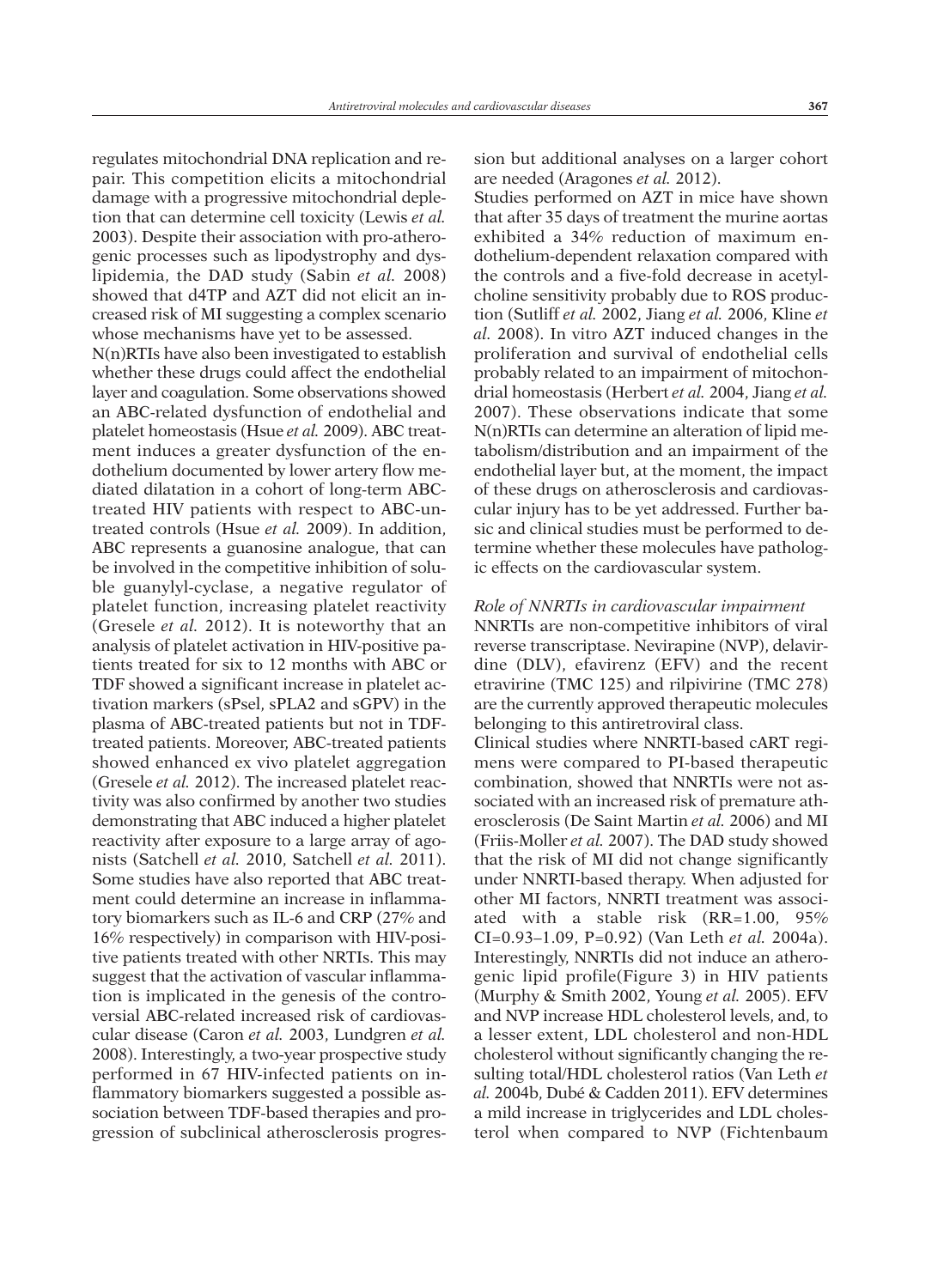regulates mitochondrial DNA replication and repair. This competition elicits a mitochondrial damage with a progressive mitochondrial depletion that can determine cell toxicity (Lewis *et al.* 2003). Despite their association with pro-atherogenic processes such as lipodystrophy and dyslipidemia, the DAD study (Sabin *et al.* 2008) showed that d4TP and AZT did not elicit an increased risk of MI suggesting a complex scenario whose mechanisms have yet to be assessed.

N(n)RTIs have also been investigated to establish whether these drugs could affect the endothelial layer and coagulation. Some observations showed an ABC-related dysfunction of endothelial and platelet homeostasis (Hsue *et al.* 2009). ABC treatment induces a greater dysfunction of the endothelium documented by lower artery flow mediated dilatation in a cohort of long-term ABC-treated HIV patients with respect to ABC-untreated controls (Hsue *et al.* 2009). In addition, ABC represents a guanosine analogue, that can be involved in the competitive inhibition of soluble guanylyl-cyclase, a negative regulator of platelet function, increasing platelet reactivity (Gresele *et al.* 2012). It is noteworthy that an analysis of platelet activation in HIV-positive patients treated for six to 12 months with ABC or TDF showed a significant increase in platelet activation markers (sPsel, sPLA2 and sGPV) in the plasma of ABC-treated patients but not in TDF-treated patients. Moreover, ABC-treated patients showed enhanced ex vivo platelet aggregation (Gresele *et al.* 2012). The increased platelet reactivity was also confirmed by another two studies demonstrating that ABC induced a higher platelet reactivity after exposure to a large array of agonists (Satchell *et al.* 2010, Satchell *et al.* 2011). Some studies have also reported that ABC treatment could determine an increase in inflammatory biomarkers such as IL-6 and CRP (27% and 16% respectively) in comparison with HIV-positive patients treated with other NRTIs. This may suggest that the activation of vascular inflammation is implicated in the genesis of the controversial ABC-related increased risk of cardiovascular disease (Caron *et al.* 2003, Lundgren *et al.* 2008). Interestingly, a two-year prospective study performed in 67 HIV-infected patients on inflammatory biomarkers suggested a possible association between TDF-based therapies and progression of subclinical atherosclerosis progression but additional analyses on a larger cohort are needed (Aragones *et al.* 2012).

Studies performed on AZT in mice have shown that after 35 days of treatment the murine aortas exhibited a 34% reduction of maximum endothelium-dependent relaxation compared with the controls and a five-fold decrease in acetylcholine sensitivity probably due to ROS production (Sutliff *et al.* 2002, Jiang *et al.* 2006, Kline *et al.* 2008). In vitro AZT induced changes in the proliferation and survival of endothelial cells probably related to an impairment of mitochondrial homeostasis (Herbert *et al.* 2004, Jiang *et al.* 2007). These observations indicate that some N(n)RTIs can determine an alteration of lipid metabolism/distribution and an impairment of the endothelial layer but, at the moment, the impact of these drugs on atherosclerosis and cardiovascular injury has to be yet addressed. Further basic and clinical studies must be performed to determine whether these molecules have pathologic effects on the cardiovascular system.

*Role of NNRTIs in cardiovascular impairment*

NNRTIs are non-competitive inhibitors of viral reverse transcriptase. Nevirapine (NVP), delavirdine (DLV), efavirenz (EFV) and the recent etravirine (TMC 125) and rilpivirine (TMC 278) are the currently approved therapeutic molecules belonging to this antiretroviral class.

Clinical studies where NNRTI-based cART regimens were compared to PI-based therapeutic combination, showed that NNRTIs were not associated with an increased risk of premature atherosclerosis (De Saint Martin *et al.* 2006) and MI (Friis-Moller *et al.* 2007). The DAD study showed that the risk of MI did not change significantly under NNRTI-based therapy. When adjusted for other MI factors, NNRTI treatment was associated with a stable risk (RR=1.00, 95% CI=0.93–1.09, P=0.92) (Van Leth *et al.* 2004a). Interestingly, NNRTIs did not induce an atherogenic lipid profile(Figure 3) in HIV patients (Murphy & Smith 2002, Young *et al.* 2005). EFV and NVP increase HDL cholesterol levels, and, to a lesser extent, LDL cholesterol and non-HDL cholesterol without significantly changing the resulting total/HDL cholesterol ratios (Van Leth *et al.* 2004b, Dubé & Cadden 2011). EFV determines a mild increase in triglycerides and LDL cholesterol when compared to NVP (Fichtenbaum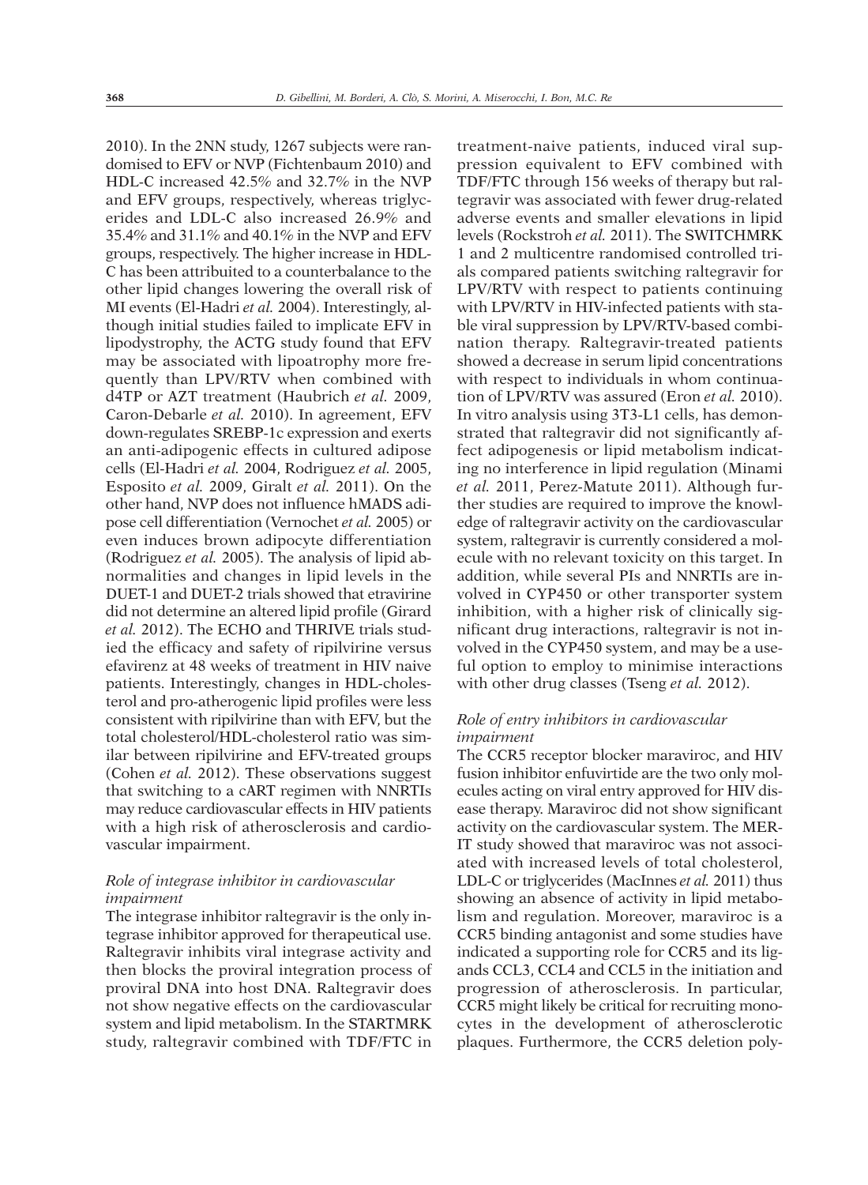2010). In the 2NN study, 1267 subjects were randomised to EFV or NVP (Fichtenbaum 2010) and HDL-C increased 42.5% and 32.7% in the NVP and EFV groups, respectively, whereas triglycerides and LDL-C also increased 26.9% and 35.4% and 31.1% and 40.1% in the NVP and EFV groups, respectively. The higher increase in HDL-C has been attribuited to a counterbalance to the other lipid changes lowering the overall risk of MI events (El-Hadri *et al.* 2004). Interestingly, although initial studies failed to implicate EFV in lipodystrophy, the ACTG study found that EFV may be associated with lipoatrophy more frequently than LPV/RTV when combined with d4TP or AZT treatment (Haubrich *et al.* 2009, Caron-Debarle *et al.* 2010). In agreement, EFV down-regulates SREBP-1c expression and exerts an anti-adipogenic effects in cultured adipose cells (El-Hadri *et al.* 2004, Rodriguez *et al.* 2005, Esposito *et al.* 2009, Giralt *et al.* 2011). On the other hand, NVP does not influence hMADS adipose cell differentiation (Vernochet *et al.* 2005) or even induces brown adipocyte differentiation (Rodriguez *et al.* 2005). The analysis of lipid abnormalities and changes in lipid levels in the DUET-1 and DUET-2 trials showed that etravirine did not determine an altered lipid profile (Girard *et al.* 2012). The ECHO and THRIVE trials studied the efficacy and safety of ripilvirine versus efavirenz at 48 weeks of treatment in HIV naive patients. Interestingly, changes in HDL-cholesterol and pro-atherogenic lipid profiles were less consistent with ripilvirine than with EFV, but the total cholesterol/HDL-cholesterol ratio was similar between ripilvirine and EFV-treated groups (Cohen *et al.* 2012). These observations suggest that switching to a cART regimen with NNRTIs may reduce cardiovascular effects in HIV patients with a high risk of atherosclerosis and cardiovascular impairment.

### *Role of integrase inhibitor in cardiovascular impairment*

The integrase inhibitor raltegravir is the only integrase inhibitor approved for therapeutical use. Raltegravir inhibits viral integrase activity and then blocks the proviral integration process of proviral DNA into host DNA. Raltegravir does not show negative effects on the cardiovascular system and lipid metabolism. In the STARTMRK study, raltegravir combined with TDF/FTC in treatment-naive patients, induced viral suppression equivalent to EFV combined with TDF/FTC through 156 weeks of therapy but raltegravir was associated with fewer drug-related adverse events and smaller elevations in lipid levels (Rockstroh *et al.* 2011). The SWITCHMRK 1 and 2 multicentre randomised controlled trials compared patients switching raltegravir for LPV/RTV with respect to patients continuing with LPV/RTV in HIV-infected patients with stable viral suppression by LPV/RTV-based combination therapy. Raltegravir-treated patients showed a decrease in serum lipid concentrations with respect to individuals in whom continuation of LPV/RTV was assured (Eron *et al.* 2010). In vitro analysis using 3T3-L1 cells, has demonstrated that raltegravir did not significantly affect adipogenesis or lipid metabolism indicating no interference in lipid regulation (Minami *et al.* 2011, Perez-Matute 2011). Although further studies are required to improve the knowledge of raltegravir activity on the cardiovascular system, raltegravir is currently considered a molecule with no relevant toxicity on this target. In addition, while several PIs and NNRTIs are involved in CYP450 or other transporter system inhibition, with a higher risk of clinically significant drug interactions, raltegravir is not involved in the CYP450 system, and may be a useful option to employ to minimise interactions with other drug classes (Tseng *et al.* 2012).

### *Role of entry inhibitors in cardiovascular impairment*

The CCR5 receptor blocker maraviroc, and HIV fusion inhibitor enfuvirtide are the two only molecules acting on viral entry approved for HIV disease therapy. Maraviroc did not show significant activity on the cardiovascular system. The MERIT study showed that maraviroc was not associated with increased levels of total cholesterol, LDL-C or triglycerides (MacInnes *et al.* 2011) thus showing an absence of activity in lipid metabolism and regulation. Moreover, maraviroc is a CCR5 binding antagonist and some studies have indicated a supporting role for CCR5 and its ligands CCL3, CCL4 and CCL5 in the initiation and progression of atherosclerosis. In particular, CCR5 might likely be critical for recruiting monocytes in the development of atherosclerotic plaques. Furthermore, the CCR5 deletion poly-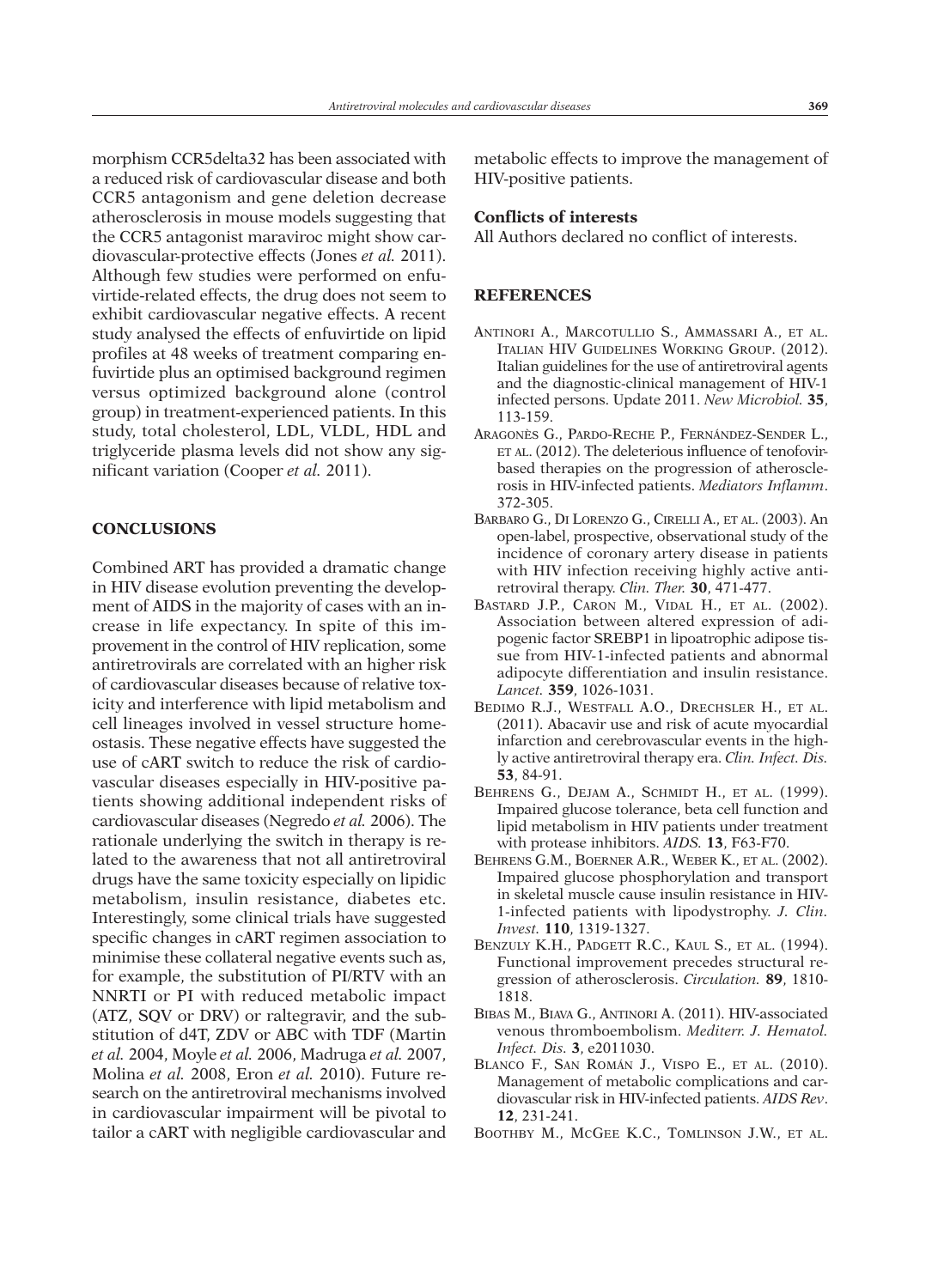morphism CCR5delta32 has been associated with a reduced risk of cardiovascular disease and both CCR5 antagonism and gene deletion decrease atherosclerosis in mouse models suggesting that the CCR5 antagonist maraviroc might show cardiovascular-protective effects (Jones *et al.* 2011). Although few studies were performed on enfuvirtide-related effects, the drug does not seem to exhibit cardiovascular negative effects. A recent study analysed the effects of enfuvirtide on lipid profiles at 48 weeks of treatment comparing enfuvirtide plus an optimised background regimen versus optimized background alone (control group) in treatment-experienced patients. In this study, total cholesterol, LDL, VLDL, HDL and triglyceride plasma levels did not show any significant variation (Cooper *et al.* 2011).

## CONCLUSIONS

Combined ART has provided a dramatic change in HIV disease evolution preventing the development of AIDS in the majority of cases with an increase in life expectancy. In spite of this improvement in the control of HIV replication, some antiretrovirals are correlated with an higher risk of cardiovascular diseases because of relative toxicity and interference with lipid metabolism and cell lineages involved in vessel structure homeostasis. These negative effects have suggested the use of cART switch to reduce the risk of cardiovascular diseases especially in HIV-positive patients showing additional independent risks of cardiovascular diseases (Negredo *et al.* 2006). The rationale underlying the switch in therapy is related to the awareness that not all antiretroviral drugs have the same toxicity especially on lipidic metabolism, insulin resistance, diabetes etc. Interestingly, some clinical trials have suggested specific changes in cART regimen association to minimise these collateral negative events such as, for example, the substitution of PI/RTV with an NNRTI or PI with reduced metabolic impact (ATZ, SQV or DRV) or raltegravir, and the substitution of d4T, ZDV or ABC with TDF (Martin *et al.* 2004, Moyle *et al.* 2006, Madruga *et al.* 2007, Molina *et al.* 2008, Eron *et al.* 2010). Future research on the antiretroviral mechanisms involved in cardiovascular impairment will be pivotal to tailor a cART with negligible cardiovascular and metabolic effects to improve the management of HIV-positive patients.

### Conflicts of interests

All Authors declared no conflict of interests.

## REFERENCES

Antinori A., Marcotullio S., Ammassari A., et al. Italian HIV Guidelines Working Group. (2012). Italian guidelines for the use of antiretroviral agents and the diagnostic-clinical management of HIV-1 infected persons. Update 2011. *New Microbiol.* **35**, 113-159.

Aragonès G., Pardo-Reche P., Fernández-Sender L., et al. (2012). The deleterious influence of tenofovir-based therapies on the progression of atherosclerosis in HIV-infected patients. *Mediators Inflamm*. 372-305.

Barbaro G., Di Lorenzo G., Cirelli A., et al. (2003). An open-label, prospective, observational study of the incidence of coronary artery disease in patients with HIV infection receiving highly active antiretroviral therapy. *Clin. Ther.* **30**, 471-477.

Bastard J.P., Caron M., Vidal H., et al. (2002). Association between altered expression of adipogenic factor SREBP1 in lipoatrophic adipose tissue from HIV-1-infected patients and abnormal adipocyte differentiation and insulin resistance. *Lancet.* **359**, 1026-1031.

Bedimo R.J., Westfall A.O., Drechsler H., et al. (2011). Abacavir use and risk of acute myocardial infarction and cerebrovascular events in the highly active antiretroviral therapy era. *Clin. Infect. Dis.* **53**, 84-91.

Behrens G., Dejam A., Schmidt H., et al. (1999). Impaired glucose tolerance, beta cell function and lipid metabolism in HIV patients under treatment with protease inhibitors. *AIDS.* **13**, F63-F70.

Behrens G.M., Boerner A.R., Weber K., et al. (2002). Impaired glucose phosphorylation and transport in skeletal muscle cause insulin resistance in HIV-1-infected patients with lipodystrophy. *J. Clin. Invest.* **110**, 1319-1327.

Benzuly K.H., Padgett R.C., Kaul S., et al. (1994). Functional improvement precedes structural regression of atherosclerosis. *Circulation.* **89**, 1810-1818.

Bibas M., Biava G., Antinori A. (2011). HIV-associated venous thromboembolism. *Mediterr. J. Hematol. Infect. Dis.* **3**, e2011030.

Blanco F., San Román J., Vispo E., et al. (2010). Management of metabolic complications and cardiovascular risk in HIV-infected patients. *AIDS Rev*. **12**, 231-241.

Boothby M., McGee K.C., Tomlinson J.W., et al.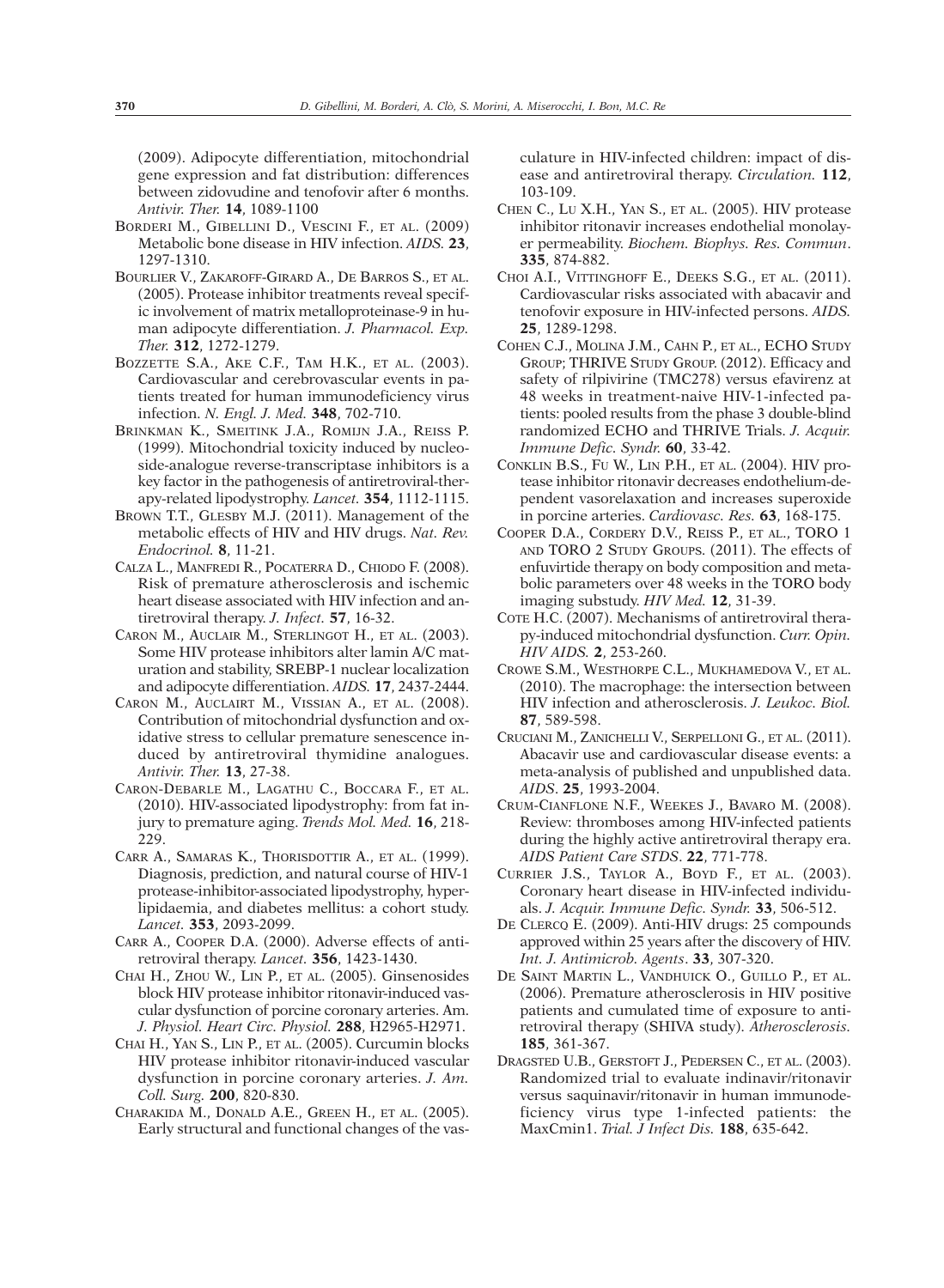(2009). Adipocyte differentiation, mitochondrial gene expression and fat distribution: differences between zidovudine and tenofovir after 6 months. *Antivir. Ther.* **14**, 1089-1100

BORDERI M., GIBELLINI D., VESCINI F., ET AL. (2009) Metabolic bone disease in HIV infection. *AIDS.* **23**, 1297-1310.

BOURLIER V., ZAKAROFF-GIRARD A., DE BARROS S., ET AL. (2005). Protease inhibitor treatments reveal specific involvement of matrix metalloproteinase-9 in human adipocyte differentiation. *J. Pharmacol. Exp. Ther.* **312**, 1272-1279.

BOZZETTE S.A., AKE C.F., TAM H.K., ET AL. (2003). Cardiovascular and cerebrovascular events in patients treated for human immunodeficiency virus infection. *N. Engl. J. Med.* **348**, 702-710.

BRINKMAN K., SMEITINK J.A., ROMIJN J.A., REISS P. (1999). Mitochondrial toxicity induced by nucleoside-analogue reverse-transcriptase inhibitors is a key factor in the pathogenesis of antiretroviral-therapy-related lipodystrophy. *Lancet.* **354**, 1112-1115.

BROWN T.T., GLESBY M.J. (2011). Management of the metabolic effects of HIV and HIV drugs. *Nat. Rev. Endocrinol.* **8**, 11-21.

CALZA L., MANFREDI R., POCATERRA D., CHIODO F. (2008). Risk of premature atherosclerosis and ischemic heart disease associated with HIV infection and antiretroviral therapy. *J. Infect.* **57**, 16-32.

CARON M., AUCLAIR M., STERLINGOT H., ET AL. (2003). Some HIV protease inhibitors alter lamin A/C maturation and stability, SREBP-1 nuclear localization and adipocyte differentiation. *AIDS.* **17**, 2437-2444.

CARON M., AUCLAIRT M., VISSIAN A., ET AL. (2008). Contribution of mitochondrial dysfunction and oxidative stress to cellular premature senescence induced by antiretroviral thymidine analogues. *Antivir. Ther.* **13**, 27-38.

CARON-DEBARLE M., LAGATHU C., BOCCARA F., ET AL. (2010). HIV-associated lipodystrophy: from fat injury to premature aging. *Trends Mol. Med.* **16**, 218-229.

CARR A., SAMARAS K., THORISDOTTIR A., ET AL. (1999). Diagnosis, prediction, and natural course of HIV-1 protease-inhibitor-associated lipodystrophy, hyperlipidaemia, and diabetes mellitus: a cohort study. *Lancet.* **353**, 2093-2099.

CARR A., COOPER D.A. (2000). Adverse effects of antiretroviral therapy. *Lancet.* **356**, 1423-1430.

CHAI H., ZHOU W., LIN P., ET AL. (2005). Ginsenosides block HIV protease inhibitor ritonavir-induced vascular dysfunction of porcine coronary arteries. Am. *J. Physiol. Heart Circ. Physiol.* **288**, H2965-H2971.

CHAI H., YAN S., LIN P., ET AL. (2005). Curcumin blocks HIV protease inhibitor ritonavir-induced vascular dysfunction in porcine coronary arteries. *J. Am. Coll. Surg.* **200**, 820-830.

CHARAKIDA M., DONALD A.E., GREEN H., ET AL. (2005). Early structural and functional changes of the vasculature in HIV-infected children: impact of disease and antiretroviral therapy. *Circulation.* **112**, 103-109.

CHEN C., LU X.H., YAN S., ET AL. (2005). HIV protease inhibitor ritonavir increases endothelial monolayer permeability. *Biochem. Biophys. Res. Commun.* **335**, 874-882.

CHOI A.I., VITTINGHOFF E., DEEKS S.G., ET AL. (2011). Cardiovascular risks associated with abacavir and tenofovir exposure in HIV-infected persons. *AIDS.* **25**, 1289-1298.

COHEN C.J., MOLINA J.M., CAHN P., ET AL., ECHO STUDY GROUP; THRIVE STUDY GROUP. (2012). Efficacy and safety of rilpivirine (TMC278) versus efavirenz at 48 weeks in treatment-naive HIV-1-infected patients: pooled results from the phase 3 double-blind randomized ECHO and THRIVE Trials. *J. Acquir. Immune Defic. Syndr.* **60**, 33-42.

CONKLIN B.S., FU W., LIN P.H., ET AL. (2004). HIV protease inhibitor ritonavir decreases endothelium-dependent vasorelaxation and increases superoxide in porcine arteries. *Cardiovasc. Res.* **63**, 168-175.

COOPER D.A., CORDERY D.V., REISS P., ET AL., TORO 1 AND TORO 2 STUDY GROUPS. (2011). The effects of enfuvirtide therapy on body composition and metabolic parameters over 48 weeks in the TORO body imaging substudy. *HIV Med.* **12**, 31-39.

COTE H.C. (2007). Mechanisms of antiretroviral therapy-induced mitochondrial dysfunction. *Curr. Opin. HIV AIDS.* **2**, 253-260.

CROWE S.M., WESTHORPE C.L., MUKHAMEDOVA V., ET AL. (2010). The macrophage: the intersection between HIV infection and atherosclerosis. *J. Leukoc. Biol.* **87**, 589-598.

CRUCIANI M., ZANICHELLI V., SERPELLONI G., ET AL. (2011). Abacavir use and cardiovascular disease events: a meta-analysis of published and unpublished data. *AIDS*. **25**, 1993-2004.

CRUM-CIANFLONE N.F., WEEKES J., BAVARO M. (2008). Review: thromboses among HIV-infected patients during the highly active antiretroviral therapy era. *AIDS Patient Care STDS*. **22**, 771-778.

CURRIER J.S., TAYLOR A., BOYD F., ET AL. (2003). Coronary heart disease in HIV-infected individuals. *J. Acquir. Immune Defic. Syndr.* **33**, 506-512.

DE CLERCQ E. (2009). Anti-HIV drugs: 25 compounds approved within 25 years after the discovery of HIV. *Int. J. Antimicrob. Agents*. **33**, 307-320.

DE SAINT MARTIN L., VANDHUICK O., GUILLO P., ET AL. (2006). Premature atherosclerosis in HIV positive patients and cumulated time of exposure to antiretroviral therapy (SHIVA study). *Atherosclerosis.* **185**, 361-367.

DRAGSTED U.B., GERSTOFT J., PEDERSEN C., ET AL. (2003). Randomized trial to evaluate indinavir/ritonavir versus saquinavir/ritonavir in human immunodeficiency virus type 1-infected patients: the MaxCmin1. *Trial. J Infect Dis.* **188**, 635-642.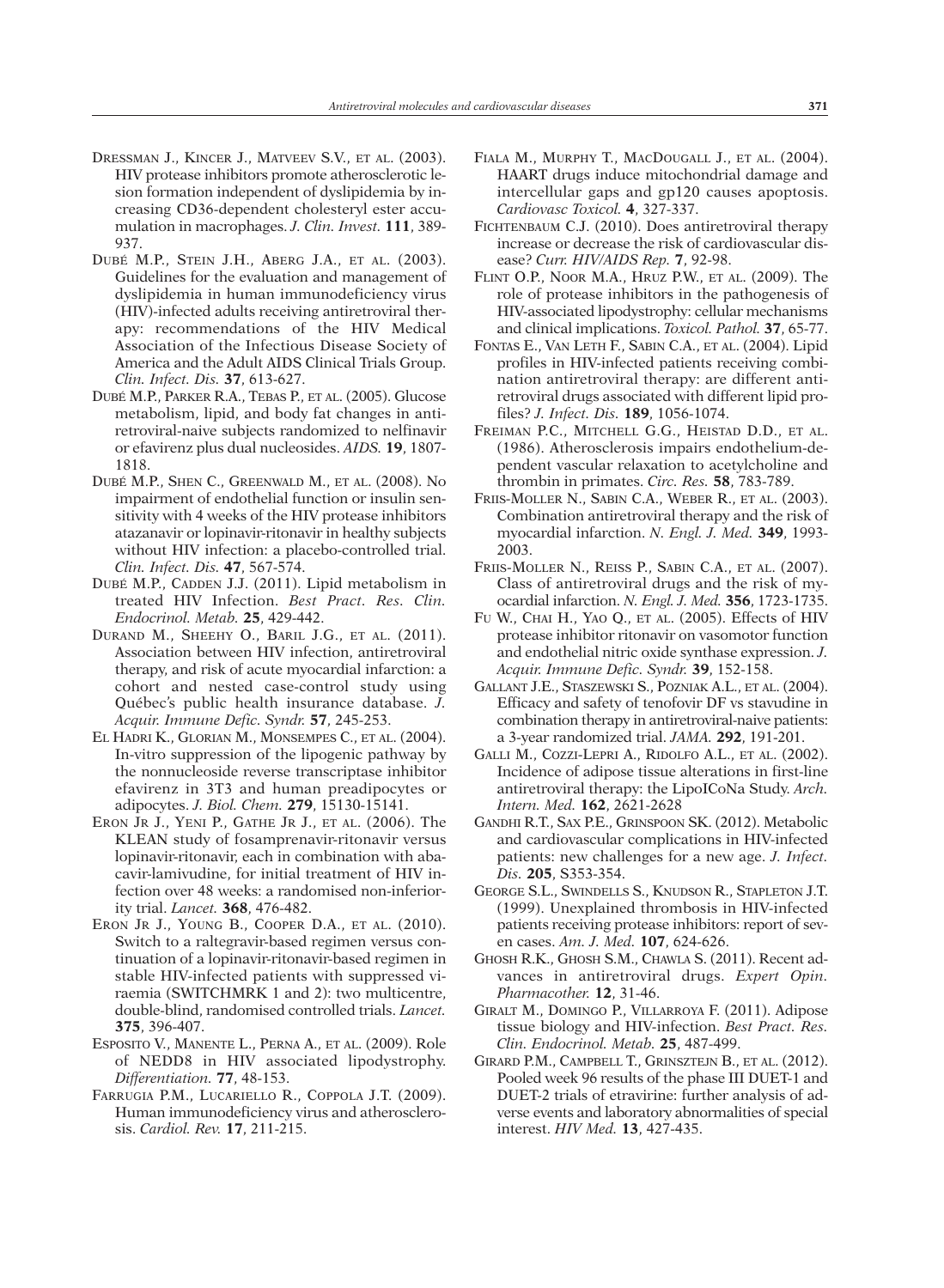DRESSMAN J., KINCER J., MATVEEV S.V., ET AL. (2003). HIV protease inhibitors promote atherosclerotic lesion formation independent of dyslipidemia by increasing CD36-dependent cholesteryl ester accumulation in macrophages. *J. Clin. Invest.* **111**, 389-937.

DUBÉ M.P., STEIN J.H., ABERG J.A., ET AL. (2003). Guidelines for the evaluation and management of dyslipidemia in human immunodeficiency virus (HIV)-infected adults receiving antiretroviral therapy: recommendations of the HIV Medical Association of the Infectious Disease Society of America and the Adult AIDS Clinical Trials Group. *Clin. Infect. Dis.* **37**, 613-627.

DUBÉ M.P., PARKER R.A., TEBAS P., ET AL. (2005). Glucose metabolism, lipid, and body fat changes in antiretroviral-naive subjects randomized to nelfinavir or efavirenz plus dual nucleosides. *AIDS.* **19**, 1807-1818.

DUBÉ M.P., SHEN C., GREENWALD M., ET AL. (2008). No impairment of endothelial function or insulin sensitivity with 4 weeks of the HIV protease inhibitors atazanavir or lopinavir-ritonavir in healthy subjects without HIV infection: a placebo-controlled trial. *Clin. Infect. Dis.* **47**, 567-574.

DUBÉ M.P., CADDEN J.J. (2011). Lipid metabolism in treated HIV Infection. *Best Pract. Res. Clin. Endocrinol. Metab.* **25**, 429-442.

DURAND M., SHEEHY O., BARIL J.G., ET AL. (2011). Association between HIV infection, antiretroviral therapy, and risk of acute myocardial infarction: a cohort and nested case-control study using Québec's public health insurance database. *J. Acquir. Immune Defic. Syndr.* **57**, 245-253.

EL HADRI K., GLORIAN M., MONSEMPES C., ET AL. (2004). In-vitro suppression of the lipogenic pathway by the nonnucleoside reverse transcriptase inhibitor efavirenz in 3T3 and human preadipocytes or adipocytes. *J. Biol. Chem.* **279**, 15130-15141.

ERON JR J., YENI P., GATHE JR J., ET AL. (2006). The KLEAN study of fosamprenavir-ritonavir versus lopinavir-ritonavir, each in combination with abacavir-lamivudine, for initial treatment of HIV infection over 48 weeks: a randomised non-inferiority trial. *Lancet.* **368**, 476-482.

ERON JR J., YOUNG B., COOPER D.A., ET AL. (2010). Switch to a raltegravir-based regimen versus continuation of a lopinavir-ritonavir-based regimen in stable HIV-infected patients with suppressed viraemia (SWITCHMRK 1 and 2): two multicentre, double-blind, randomised controlled trials. *Lancet.* **375**, 396-407.

ESPOSITO V., MANENTE L., PERNA A., ET AL. (2009). Role of NEDD8 in HIV associated lipodystrophy. *Differentiation.* **77**, 48-153.

FARRUGIA P.M., LUCARIELLO R., COPPOLA J.T. (2009). Human immunodeficiency virus and atherosclerosis. *Cardiol. Rev.* **17**, 211-215.

FIALA M., MURPHY T., MACDOUGALL J., ET AL. (2004). HAART drugs induce mitochondrial damage and intercellular gaps and gp120 causes apoptosis. *Cardiovasc Toxicol.* **4**, 327-337.

FICHTENBAUM C.J. (2010). Does antiretroviral therapy increase or decrease the risk of cardiovascular disease? *Curr. HIV/AIDS Rep.* **7**, 92-98.

FLINT O.P., NOOR M.A., HRUZ P.W., ET AL. (2009). The role of protease inhibitors in the pathogenesis of HIV-associated lipodystrophy: cellular mechanisms and clinical implications. *Toxicol. Pathol.* **37**, 65-77.

FONTAS E., VAN LETH F., SABIN C.A., ET AL. (2004). Lipid profiles in HIV-infected patients receiving combination antiretroviral therapy: are different antiretroviral drugs associated with different lipid profiles? *J. Infect. Dis.* **189**, 1056-1074.

FREIMAN P.C., MITCHELL G.G., HEISTAD D.D., ET AL. (1986). Atherosclerosis impairs endothelium-dependent vascular relaxation to acetylcholine and thrombin in primates. *Circ. Res.* **58**, 783-789.

FRIIS-MOLLER N., SABIN C.A., WEBER R., ET AL. (2003). Combination antiretroviral therapy and the risk of myocardial infarction. *N. Engl. J. Med.* **349**, 1993-2003.

FRIIS-MOLLER N., REISS P., SABIN C.A., ET AL. (2007). Class of antiretroviral drugs and the risk of myocardial infarction. *N. Engl. J. Med.* **356**, 1723-1735.

FU W., CHAI H., YAO Q., ET AL. (2005). Effects of HIV protease inhibitor ritonavir on vasomotor function and endothelial nitric oxide synthase expression. *J. Acquir. Immune Defic. Syndr.* **39**, 152-158.

GALLANT J.E., STASZEWSKI S., POZNIAK A.L., ET AL. (2004). Efficacy and safety of tenofovir DF vs stavudine in combination therapy in antiretroviral-naive patients: a 3-year randomized trial. *JAMA.* **292**, 191-201.

GALLI M., COZZI-LEPRI A., RIDOLFO A.L., ET AL. (2002). Incidence of adipose tissue alterations in first-line antiretroviral therapy: the LipoICoNa Study. *Arch. Intern. Med.* **162**, 2621-2628

GANDHI R.T., SAX P.E., GRINSPOON SK. (2012). Metabolic and cardiovascular complications in HIV-infected patients: new challenges for a new age. *J. Infect. Dis.* **205**, S353-354.

GEORGE S.L., SWINDELLS S., KNUDSON R., STAPLETON J.T. (1999). Unexplained thrombosis in HIV-infected patients receiving protease inhibitors: report of seven cases. *Am. J. Med.* **107**, 624-626.

GHOSH R.K., GHOSH S.M., CHAWLA S. (2011). Recent advances in antiretroviral drugs. *Expert Opin. Pharmacother.* **12**, 31-46.

GIRALT M., DOMINGO P., VILLARROYA F. (2011). Adipose tissue biology and HIV-infection. *Best Pract. Res. Clin. Endocrinol. Metab.* **25**, 487-499.

GIRARD P.M., CAMPBELL T., GRINSZTEJN B., ET AL. (2012). Pooled week 96 results of the phase III DUET-1 and DUET-2 trials of etravirine: further analysis of adverse events and laboratory abnormalities of special interest. *HIV Med.* **13**, 427-435.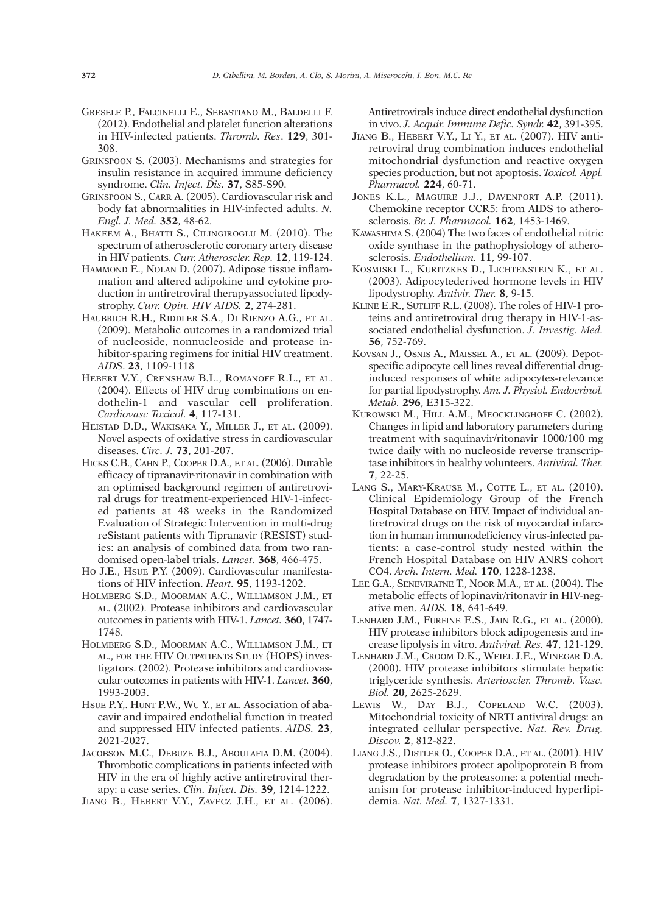GRESELE P., FALCINELLI E., SEBASTIANO M., BALDELLI F. (2012). Endothelial and platelet function alterations in HIV-infected patients. *Thromb. Res*. **129**, 301-308.

GRINSPOON S. (2003). Mechanisms and strategies for insulin resistance in acquired immune deficiency syndrome. *Clin. Infect. Dis.* **37**, S85-S90.

GRINSPOON S., CARR A. (2005). Cardiovascular risk and body fat abnormalities in HIV-infected adults. *N. Engl. J. Med.* **352**, 48-62.

HAKEEM A., BHATTI S., CILINGIROGLU M. (2010). The spectrum of atherosclerotic coronary artery disease in HIV patients. *Curr. Atheroscler. Rep.* **12**, 119-124.

HAMMOND E., NOLAN D. (2007). Adipose tissue inflammation and altered adipokine and cytokine production in antiretroviral therapyassociated lipodystrophy. *Curr. Opin. HIV AIDS.* **2**, 274-281.

HAUBRICH R.H., RIDDLER S.A., DI RIENZO A.G., ET AL. (2009). Metabolic outcomes in a randomized trial of nucleoside, nonnucleoside and protease inhibitor-sparing regimens for initial HIV treatment. *AIDS*. **23**, 1109-1118

HEBERT V.Y., CRENSHAW B.L., ROMANOFF R.L., ET AL. (2004). Effects of HIV drug combinations on endothelin-1 and vascular cell proliferation. *Cardiovasc Toxicol.* **4**, 117-131.

HEISTAD D.D., WAKISAKA Y., MILLER J., ET AL. (2009). Novel aspects of oxidative stress in cardiovascular diseases. *Circ. J.* **73**, 201-207.

HICKS C.B., CAHN P., COOPER D.A., ET AL. (2006). Durable efficacy of tipranavir-ritonavir in combination with an optimised background regimen of antiretroviral drugs for treatment-experienced HIV-1-infected patients at 48 weeks in the Randomized Evaluation of Strategic Intervention in multi-drug reSistant patients with Tipranavir (RESIST) studies: an analysis of combined data from two randomised open-label trials. *Lancet.* **368**, 466-475.

HO J.E., HSUE P.Y. (2009). Cardiovascular manifestations of HIV infection. *Heart.* **95**, 1193-1202.

HOLMBERG S.D., MOORMAN A.C., WILLIAMSON J.M., ET AL. (2002). Protease inhibitors and cardiovascular outcomes in patients with HIV-1. *Lancet.* **360**, 1747-1748.

HOLMBERG S.D., MOORMAN A.C., WILLIAMSON J.M., ET AL., FOR THE HIV OUTPATIENTS STUDY (HOPS) investigators. (2002). Protease inhibitors and cardiovascular outcomes in patients with HIV-1. *Lancet.* **360**, 1993-2003.

HSUE P.Y,. HUNT P.W., WU Y., ET AL. Association of abacavir and impaired endothelial function in treated and suppressed HIV infected patients. *AIDS.* **23**, 2021-2027.

JACOBSON M.C., DEBUZE B.J., ABOULAFIA D.M. (2004). Thrombotic complications in patients infected with HIV in the era of highly active antiretroviral therapy: a case series. *Clin. Infect. Dis.* **39**, 1214-1222.

JIANG B., HEBERT V.Y., ZAVECZ J.H., ET AL. (2006). Antiretrovirals induce direct endothelial dysfunction in vivo. *J. Acquir. Immune Defic. Syndr.* **42**, 391-395.

JIANG B., HEBERT V.Y., LI Y., ET AL. (2007). HIV antiretroviral drug combination induces endothelial mitochondrial dysfunction and reactive oxygen species production, but not apoptosis. *Toxicol. Appl. Pharmacol.* **224**, 60-71.

JONES K.L., MAGUIRE J.J., DAVENPORT A.P. (2011). Chemokine receptor CCR5: from AIDS to atherosclerosis. *Br. J. Pharmacol.* **162**, 1453-1469.

KAWASHIMA S. (2004) The two faces of endothelial nitric oxide synthase in the pathophysiology of atherosclerosis. *Endothelium.* **11**, 99-107.

KOSMISKI L., KURITZKES D., LICHTENSTEIN K., ET AL. (2003). Adipocytederived hormone levels in HIV lipodystrophy. *Antivir. Ther.* **8**, 9-15.

KLINE E.R., SUTLIFF R.L. (2008). The roles of HIV-1 proteins and antiretroviral drug therapy in HIV-1-associated endothelial dysfunction. *J. Investig. Med.* **56**, 752-769.

KOVSAN J., OSNIS A., MAISSEL A., ET AL. (2009). Depot-specific adipocyte cell lines reveal differential drug-induced responses of white adipocytes-relevance for partial lipodystrophy. *Am. J. Physiol. Endocrinol. Metab.* **296**, E315-322.

KUROWSKI M., HILL A.M., MEOCKLINGHOFF C. (2002). Changes in lipid and laboratory parameters during treatment with saquinavir/ritonavir 1000/100 mg twice daily with no nucleoside reverse transcriptase inhibitors in healthy volunteers. *Antiviral. Ther.* **7**, 22-25.

LANG S., MARY-KRAUSE M., COTTE L., ET AL. (2010). Clinical Epidemiology Group of the French Hospital Database on HIV. Impact of individual antiretroviral drugs on the risk of myocardial infarction in human immunodeficiency virus-infected patients: a case-control study nested within the French Hospital Database on HIV ANRS cohort CO4. *Arch. Intern. Med.* **170**, 1228-1238.

LEE G.A., SENEVIRATNE T., NOOR M.A., ET AL. (2004). The metabolic effects of lopinavir/ritonavir in HIV-negative men. *AIDS.* **18**, 641-649.

LENHARD J.M., FURFINE E.S., JAIN R.G., ET AL. (2000). HIV protease inhibitors block adipogenesis and increase lipolysis in vitro. *Antiviral. Res.* **47**, 121-129.

LENHARD J.M., CROOM D.K., WEIEL J.E., WINEGAR D.A. (2000). HIV protease inhibitors stimulate hepatic triglyceride synthesis. *Arterioscler. Thromb. Vasc. Biol.* **20**, 2625-2629.

LEWIS W., DAY B.J., COPELAND W.C. (2003). Mitochondrial toxicity of NRTI antiviral drugs: an integrated cellular perspective. *Nat. Rev. Drug. Discov.* **2**, 812-822.

LIANG J.S., DISTLER O., COOPER D.A., ET AL. (2001). HIV protease inhibitors protect apolipoprotein B from degradation by the proteasome: a potential mechanism for protease inhibitor-induced hyperlipidemia. *Nat. Med.* **7**, 1327-1331.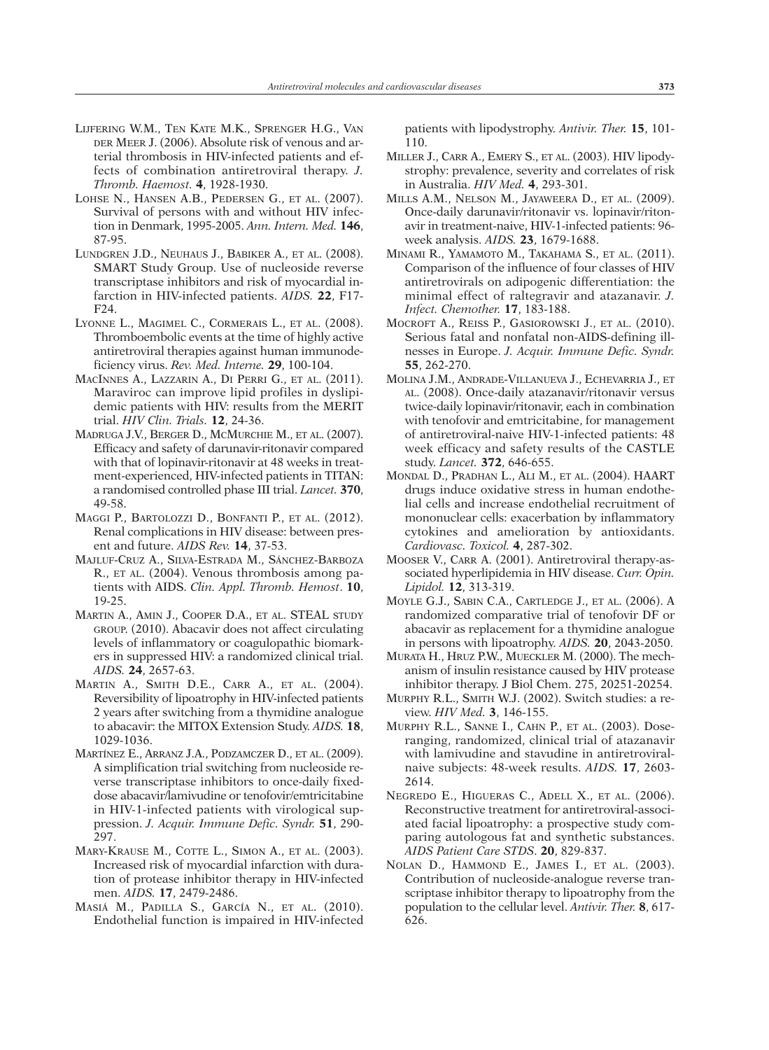LIJFERING W.M., TEN KATE M.K., SPRENGER H.G., VAN DER MEER J. (2006). Absolute risk of venous and arterial thrombosis in HIV-infected patients and effects of combination antiretroviral therapy. *J. Thromb. Haemost.* **4**, 1928-1930.

LOHSE N., HANSEN A.B., PEDERSEN G., ET AL. (2007). Survival of persons with and without HIV infection in Denmark, 1995-2005. *Ann. Intern. Med.* **146**, 87-95.

LUNDGREN J.D., NEUHAUS J., BABIKER A., ET AL. (2008). SMART Study Group. Use of nucleoside reverse transcriptase inhibitors and risk of myocardial infarction in HIV-infected patients. *AIDS.* **22**, F17-F24.

LYONNE L., MAGIMEL C., CORMERAIS L., ET AL. (2008). Thromboembolic events at the time of highly active antiretroviral therapies against human immunodeficiency virus. *Rev. Med. Interne.* **29**, 100-104.

MACINNES A., LAZZARIN A., DI PERRI G., ET AL. (2011). Maraviroc can improve lipid profiles in dyslipidemic patients with HIV: results from the MERIT trial. *HIV Clin. Trials.* **12**, 24-36.

MADRUGA J.V., BERGER D., MCMURCHIE M., ET AL. (2007). Efficacy and safety of darunavir-ritonavir compared with that of lopinavir-ritonavir at 48 weeks in treatment-experienced, HIV-infected patients in TITAN: a randomised controlled phase III trial. *Lancet.* **370**, 49-58.

MAGGI P., BARTOLOZZI D., BONFANTI P., ET AL. (2012). Renal complications in HIV disease: between present and future. *AIDS Rev.* **14**, 37-53.

MAJLUF-CRUZ A., SILVA-ESTRADA M., SÁNCHEZ-BARBOZA R., ET AL. (2004). Venous thrombosis among patients with AIDS. *Clin. Appl. Thromb. Hemost*. **10**, 19-25.

MARTIN A., AMIN J., COOPER D.A., ET AL. STEAL STUDY GROUP. (2010). Abacavir does not affect circulating levels of inflammatory or coagulopathic biomarkers in suppressed HIV: a randomized clinical trial. *AIDS.* **24**, 2657-63.

MARTIN A., SMITH D.E., CARR A., ET AL. (2004). Reversibility of lipoatrophy in HIV-infected patients 2 years after switching from a thymidine analogue to abacavir: the MITOX Extension Study. *AIDS.* **18**, 1029-1036.

MARTÍNEZ E., ARRANZ J.A., PODZAMCZER D., ET AL. (2009). A simplification trial switching from nucleoside reverse transcriptase inhibitors to once-daily fixed-dose abacavir/lamivudine or tenofovir/emtricitabine in HIV-1-infected patients with virological suppression. *J. Acquir. Immune Defic. Syndr.* **51**, 290-297.

MARY-KRAUSE M., COTTE L., SIMON A., ET AL. (2003). Increased risk of myocardial infarction with duration of protease inhibitor therapy in HIV-infected men. *AIDS.* **17**, 2479-2486.

MASIÁ M., PADILLA S., GARCÍA N., ET AL. (2010). Endothelial function is impaired in HIV-infected patients with lipodystrophy. *Antivir. Ther.* **15**, 101-110.

MILLER J., CARR A., EMERY S., ET AL. (2003). HIV lipodystrophy: prevalence, severity and correlates of risk in Australia. *HIV Med.* **4**, 293-301.

MILLS A.M., NELSON M., JAYAWEERA D., ET AL. (2009). Once-daily darunavir/ritonavir vs. lopinavir/ritonavir in treatment-naive, HIV-1-infected patients: 96-week analysis. *AIDS.* **23**, 1679-1688.

MINAMI R., YAMAMOTO M., TAKAHAMA S., ET AL. (2011). Comparison of the influence of four classes of HIV antiretrovirals on adipogenic differentiation: the minimal effect of raltegravir and atazanavir. *J. Infect. Chemother.* **17**, 183-188.

MOCROFT A., REISS P., GASIOROWSKI J., ET AL. (2010). Serious fatal and nonfatal non-AIDS-defining illnesses in Europe. *J. Acquir. Immune Defic. Syndr.* **55**, 262-270.

MOLINA J.M., ANDRADE-VILLANUEVA J., ECHEVARRIA J., ET AL. (2008). Once-daily atazanavir/ritonavir versus twice-daily lopinavir/ritonavir, each in combination with tenofovir and emtricitabine, for management of antiretroviral-naive HIV-1-infected patients: 48 week efficacy and safety results of the CASTLE study. *Lancet.* **372**, 646-655.

MONDAL D., PRADHAN L., ALI M., ET AL. (2004). HAART drugs induce oxidative stress in human endothelial cells and increase endothelial recruitment of mononuclear cells: exacerbation by inflammatory cytokines and amelioration by antioxidants. *Cardiovasc. Toxicol.* **4**, 287-302.

MOOSER V., CARR A. (2001). Antiretroviral therapy-associated hyperlipidemia in HIV disease. *Curr. Opin. Lipidol.* **12**, 313-319.

MOYLE G.J., SABIN C.A., CARTLEDGE J., ET AL. (2006). A randomized comparative trial of tenofovir DF or abacavir as replacement for a thymidine analogue in persons with lipoatrophy. *AIDS.* **20**, 2043-2050.

MURATA H., HRUZ P.W., MUECKLER M. (2000). The mechanism of insulin resistance caused by HIV protease inhibitor therapy. J Biol Chem. 275, 20251-20254.

MURPHY R.L., SMITH W.J. (2002). Switch studies: a review. *HIV Med.* **3**, 146-155.

MURPHY R.L., SANNE I., CAHN P., ET AL. (2003). Dose-ranging, randomized, clinical trial of atazanavir with lamivudine and stavudine in antiretroviral-naive subjects: 48-week results. *AIDS.* **17**, 2603-2614.

NEGREDO E., HIGUERAS C., ADELL X., ET AL. (2006). Reconstructive treatment for antiretroviral-associated facial lipoatrophy: a prospective study comparing autologous fat and synthetic substances. *AIDS Patient Care STDS.* **20**, 829-837.

NOLAN D., HAMMOND E., JAMES I., ET AL. (2003). Contribution of nucleoside-analogue reverse transcriptase inhibitor therapy to lipoatrophy from the population to the cellular level. *Antivir. Ther.* **8**, 617-626.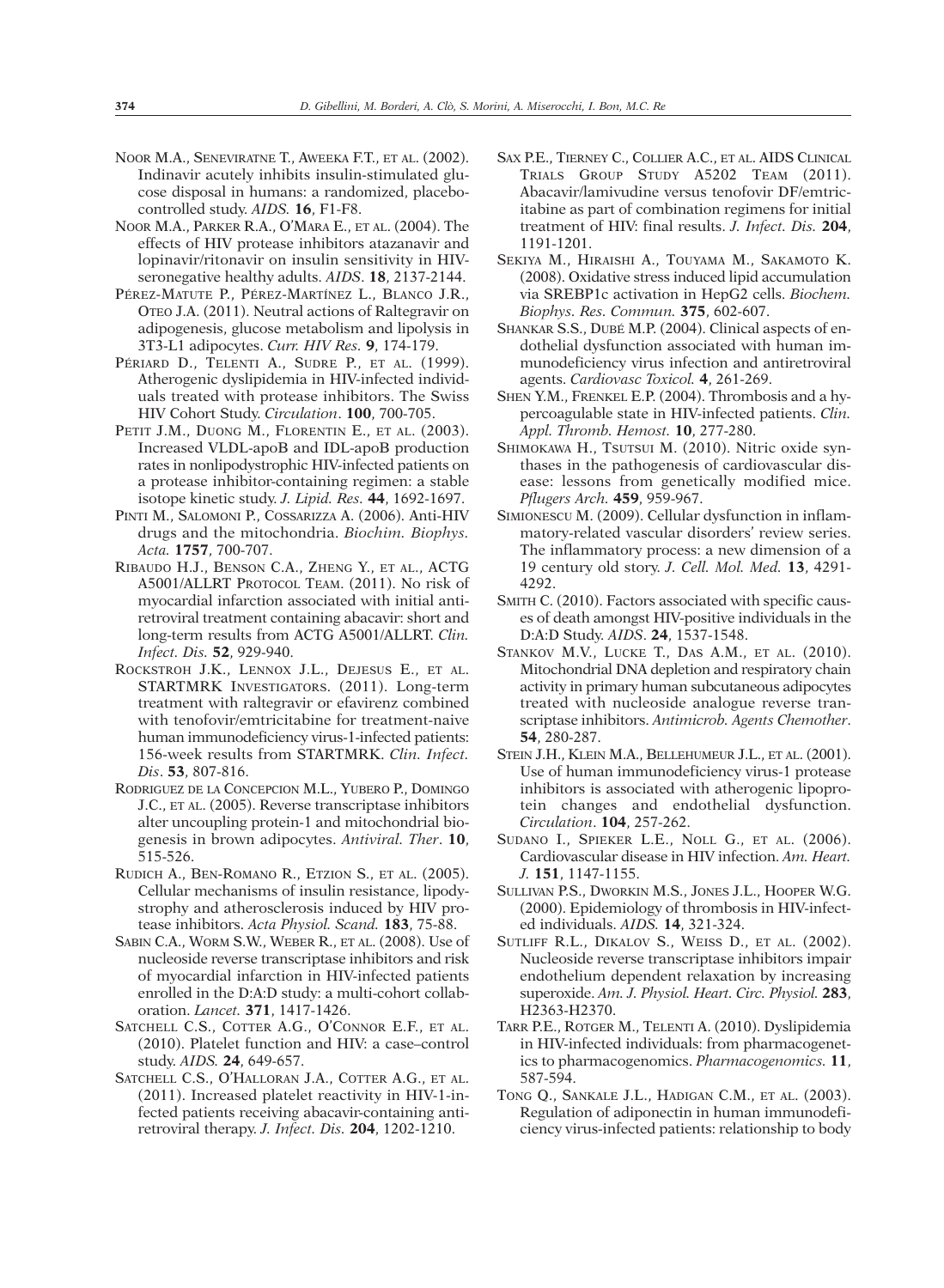NOOR M.A., SENEVIRATNE T., AWEEKA F.T., ET AL. (2002). Indinavir acutely inhibits insulin-stimulated glucose disposal in humans: a randomized, placebo-controlled study. *AIDS.* **16**, F1-F8.

NOOR M.A., PARKER R.A., O'MARA E., ET AL. (2004). The effects of HIV protease inhibitors atazanavir and lopinavir/ritonavir on insulin sensitivity in HIV-seronegative healthy adults. *AIDS*. **18**, 2137-2144.

PÉREZ-MATUTE P., PÉREZ-MARTÍNEZ L., BLANCO J.R., OTEO J.A. (2011). Neutral actions of Raltegravir on adipogenesis, glucose metabolism and lipolysis in 3T3-L1 adipocytes. *Curr. HIV Res.* **9**, 174-179.

PÉRIARD D., TELENTI A., SUDRE P., ET AL. (1999). Atherogenic dyslipidemia in HIV-infected individuals treated with protease inhibitors. The Swiss HIV Cohort Study. *Circulation*. **100**, 700-705.

PETIT J.M., DUONG M., FLORENTIN E., ET AL. (2003). Increased VLDL-apoB and IDL-apoB production rates in nonlipodystrophic HIV-infected patients on a protease inhibitor-containing regimen: a stable isotope kinetic study. *J. Lipid. Res.* **44**, 1692-1697.

PINTI M., SALOMONI P., COSSARIZZA A. (2006). Anti-HIV drugs and the mitochondria. *Biochim. Biophys. Acta.* **1757**, 700-707.

RIBAUDO H.J., BENSON C.A., ZHENG Y., ET AL., ACTG A5001/ALLRT PROTOCOL TEAM. (2011). No risk of myocardial infarction associated with initial antiretroviral treatment containing abacavir: short and long-term results from ACTG A5001/ALLRT. *Clin. Infect. Dis.* **52**, 929-940.

ROCKSTROH J.K., LENNOX J.L., DEJESUS E., ET AL. STARTMRK INVESTIGATORS. (2011). Long-term treatment with raltegravir or efavirenz combined with tenofovir/emtricitabine for treatment-naive human immunodeficiency virus-1-infected patients: 156-week results from STARTMRK. *Clin. Infect. Dis*. **53**, 807-816.

RODRIGUEZ DE LA CONCEPCION M.L., YUBERO P., DOMINGO J.C., ET AL. (2005). Reverse transcriptase inhibitors alter uncoupling protein-1 and mitochondrial biogenesis in brown adipocytes. *Antiviral. Ther*. **10**, 515-526.

RUDICH A., BEN-ROMANO R., ETZION S., ET AL. (2005). Cellular mechanisms of insulin resistance, lipodystrophy and atherosclerosis induced by HIV protease inhibitors. *Acta Physiol. Scand.* **183**, 75-88.

SABIN C.A., WORM S.W., WEBER R., ET AL. (2008). Use of nucleoside reverse transcriptase inhibitors and risk of myocardial infarction in HIV-infected patients enrolled in the D:A:D study: a multi-cohort collaboration. *Lancet.* **371**, 1417-1426.

SATCHELL C.S., COTTER A.G., O'CONNOR E.F., ET AL. (2010). Platelet function and HIV: a case–control study. *AIDS.* **24**, 649-657.

SATCHELL C.S., O'HALLORAN J.A., COTTER A.G., ET AL. (2011). Increased platelet reactivity in HIV-1-infected patients receiving abacavir-containing antiretroviral therapy. *J. Infect. Dis.* **204**, 1202-1210.

SAX P.E., TIERNEY C., COLLIER A.C., ET AL. AIDS CLINICAL TRIALS GROUP STUDY A5202 TEAM (2011). Abacavir/lamivudine versus tenofovir DF/emtricitabine as part of combination regimens for initial treatment of HIV: final results. *J. Infect. Dis.* **204**, 1191-1201.

SEKIYA M., HIRAISHI A., TOUYAMA M., SAKAMOTO K. (2008). Oxidative stress induced lipid accumulation via SREBP1c activation in HepG2 cells. *Biochem. Biophys. Res. Commun.* **375**, 602-607.

SHANKAR S.S., DUBÉ M.P. (2004). Clinical aspects of endothelial dysfunction associated with human immunodeficiency virus infection and antiretroviral agents. *Cardiovasc Toxicol.* **4**, 261-269.

SHEN Y.M., FRENKEL E.P. (2004). Thrombosis and a hypercoagulable state in HIV-infected patients. *Clin. Appl. Thromb. Hemost.* **10**, 277-280.

SHIMOKAWA H., TSUTSUI M. (2010). Nitric oxide synthases in the pathogenesis of cardiovascular disease: lessons from genetically modified mice. *Pflugers Arch.* **459**, 959-967.

SIMIONESCU M. (2009). Cellular dysfunction in inflammatory-related vascular disorders' review series. The inflammatory process: a new dimension of a 19 century old story. *J. Cell. Mol. Med.* **13**, 4291-4292.

SMITH C. (2010). Factors associated with specific causes of death amongst HIV-positive individuals in the D:A:D Study. *AIDS*. **24**, 1537-1548.

STANKOV M.V., LUCKE T., DAS A.M., ET AL. (2010). Mitochondrial DNA depletion and respiratory chain activity in primary human subcutaneous adipocytes treated with nucleoside analogue reverse transcriptase inhibitors. *Antimicrob. Agents Chemother*. **54**, 280-287.

STEIN J.H., KLEIN M.A., BELLEHUMEUR J.L., ET AL. (2001). Use of human immunodeficiency virus-1 protease inhibitors is associated with atherogenic lipoprotein changes and endothelial dysfunction. *Circulation*. **104**, 257-262.

SUDANO I., SPIEKER L.E., NOLL G., ET AL. (2006). Cardiovascular disease in HIV infection. *Am. Heart. J.* **151**, 1147-1155.

SULLIVAN P.S., DWORKIN M.S., JONES J.L., HOOPER W.G. (2000). Epidemiology of thrombosis in HIV-infected individuals. *AIDS.* **14**, 321-324.

SUTLIFF R.L., DIKALOV S., WEISS D., ET AL. (2002). Nucleoside reverse transcriptase inhibitors impair endothelium dependent relaxation by increasing superoxide. *Am. J. Physiol. Heart. Circ. Physiol.* **283**, H2363-H2370.

TARR P.E., ROTGER M., TELENTI A. (2010). Dyslipidemia in HIV-infected individuals: from pharmacogenetics to pharmacogenomics. *Pharmacogenomics.* **11**, 587-594.

TONG Q., SANKALE J.L., HADIGAN C.M., ET AL. (2003). Regulation of adiponectin in human immunodeficiency virus-infected patients: relationship to body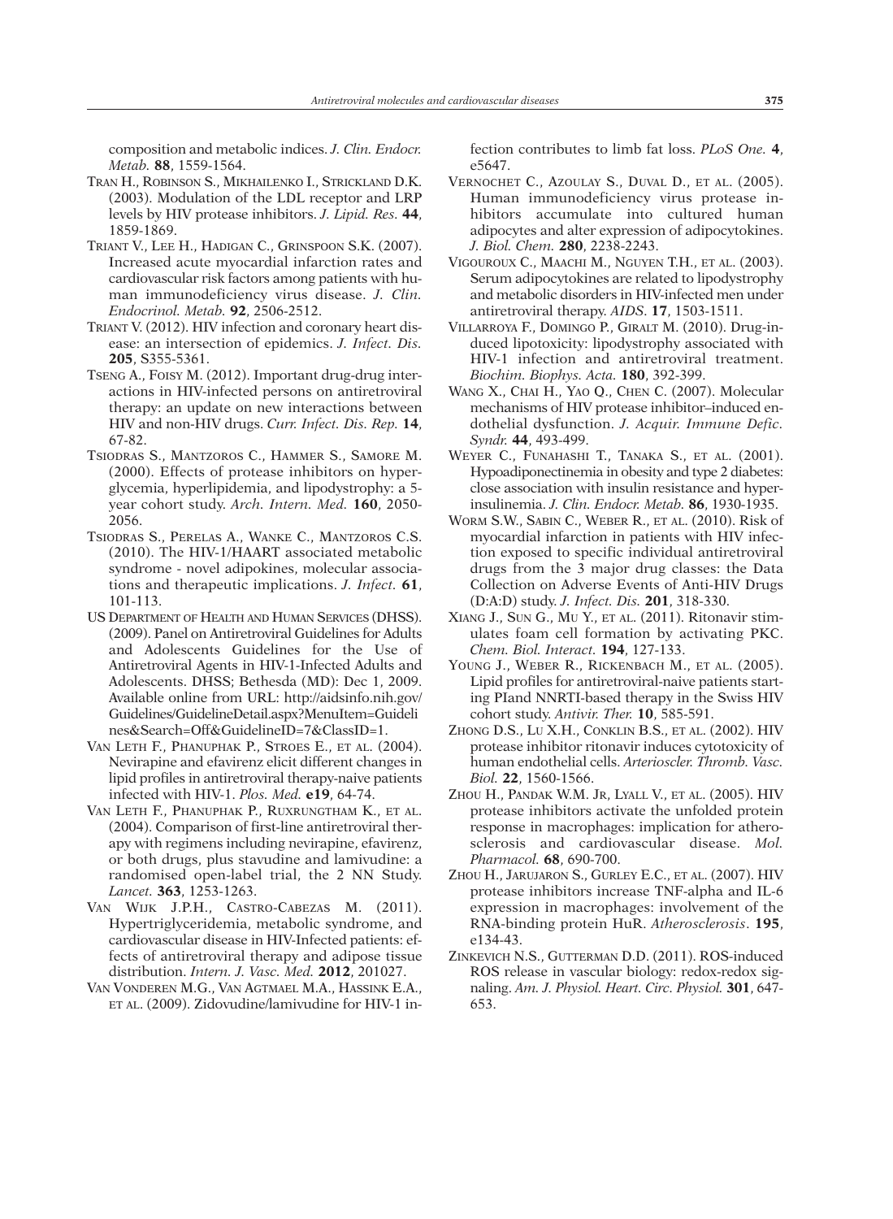composition and metabolic indices. *J. Clin. Endocr. Metab.* **88**, 1559-1564.

TRAN H., ROBINSON S., MIKHAILENKO I., STRICKLAND D.K. (2003). Modulation of the LDL receptor and LRP levels by HIV protease inhibitors. *J. Lipid. Res.* **44**, 1859-1869.

TRIANT V., LEE H., HADIGAN C., GRINSPOON S.K. (2007). Increased acute myocardial infarction rates and cardiovascular risk factors among patients with human immunodeficiency virus disease. *J. Clin. Endocrinol. Metab.* **92**, 2506-2512.

TRIANT V. (2012). HIV infection and coronary heart disease: an intersection of epidemics. *J. Infect. Dis.* **205**, S355-5361.

TSENG A., FOISY M. (2012). Important drug-drug interactions in HIV-infected persons on antiretroviral therapy: an update on new interactions between HIV and non-HIV drugs. *Curr. Infect. Dis. Rep.* **14**, 67-82.

TSIODRAS S., MANTZOROS C., HAMMER S., SAMORE M. (2000). Effects of protease inhibitors on hyperglycemia, hyperlipidemia, and lipodystrophy: a 5-year cohort study. *Arch. Intern. Med.* **160**, 2050-2056.

TSIODRAS S., PERELAS A., WANKE C., MANTZOROS C.S. (2010). The HIV-1/HAART associated metabolic syndrome - novel adipokines, molecular associations and therapeutic implications. *J. Infect.* **61**, 101-113.

US DEPARTMENT OF HEALTH AND HUMAN SERVICES (DHSS). (2009). Panel on Antiretroviral Guidelines for Adults and Adolescents Guidelines for the Use of Antiretroviral Agents in HIV-1-Infected Adults and Adolescents. DHSS; Bethesda (MD): Dec 1, 2009. Available online from URL: http://aidsinfo.nih.gov/Guidelines/GuidelineDetail.aspx?MenuItem=Guidelines&Search=Off&GuidelineID=7&ClassID=1.

VAN LETH F., PHANUPHAK P., STROES E., ET AL. (2004). Nevirapine and efavirenz elicit different changes in lipid profiles in antiretroviral therapy-naive patients infected with HIV-1. *Plos. Med.* **e19**, 64-74.

VAN LETH F., PHANUPHAK P., RUXRUNGTHAM K., ET AL. (2004). Comparison of first-line antiretroviral therapy with regimens including nevirapine, efavirenz, or both drugs, plus stavudine and lamivudine: a randomised open-label trial, the 2 NN Study. *Lancet.* **363**, 1253-1263.

VAN WIJK J.P.H., CASTRO-CABEZAS M. (2011). Hypertriglyceridemia, metabolic syndrome, and cardiovascular disease in HIV-Infected patients: effects of antiretroviral therapy and adipose tissue distribution. *Intern. J. Vasc. Med.* **2012**, 201027.

VAN VONDEREN M.G., VAN AGTMAEL M.A., HASSINK E.A., ET AL. (2009). Zidovudine/lamivudine for HIV-1 infection contributes to limb fat loss. *PLoS One.* **4**, e5647.

VERNOCHET C., AZOULAY S., DUVAL D., ET AL. (2005). Human immunodeficiency virus protease inhibitors accumulate into cultured human adipocytes and alter expression of adipocytokines. *J. Biol. Chem.* **280**, 2238-2243.

VIGOUROUX C., MAACHI M., NGUYEN T.H., ET AL. (2003). Serum adipocytokines are related to lipodystrophy and metabolic disorders in HIV-infected men under antiretroviral therapy. *AIDS.* **17**, 1503-1511.

VILLARROYA F., DOMINGO P., GIRALT M. (2010). Drug-induced lipotoxicity: lipodystrophy associated with HIV-1 infection and antiretroviral treatment. *Biochim. Biophys. Acta.* **180**, 392-399.

WANG X., CHAI H., YAO Q., CHEN C. (2007). Molecular mechanisms of HIV protease inhibitor–induced endothelial dysfunction. *J. Acquir. Immune Defic. Syndr.* **44**, 493-499.

WEYER C., FUNAHASHI T., TANAKA S., ET AL. (2001). Hypoadiponectinemia in obesity and type 2 diabetes: close association with insulin resistance and hyperinsulinemia. *J. Clin. Endocr. Metab.* **86**, 1930-1935.

WORM S.W., SABIN C., WEBER R., ET AL. (2010). Risk of myocardial infarction in patients with HIV infection exposed to specific individual antiretroviral drugs from the 3 major drug classes: the Data Collection on Adverse Events of Anti-HIV Drugs (D:A:D) study. *J. Infect. Dis.* **201**, 318-330.

XIANG J., SUN G., MU Y., ET AL. (2011). Ritonavir stimulates foam cell formation by activating PKC. *Chem. Biol. Interact.* **194**, 127-133.

YOUNG J., WEBER R., RICKENBACH M., ET AL. (2005). Lipid profiles for antiretroviral-naive patients starting PIand NNRTI-based therapy in the Swiss HIV cohort study. *Antivir. Ther.* **10**, 585-591.

ZHONG D.S., LU X.H., CONKLIN B.S., ET AL. (2002). HIV protease inhibitor ritonavir induces cytotoxicity of human endothelial cells. *Arterioscler. Thromb. Vasc. Biol.* **22**, 1560-1566.

ZHOU H., PANDAK W.M. JR, LYALL V., ET AL. (2005). HIV protease inhibitors activate the unfolded protein response in macrophages: implication for atherosclerosis and cardiovascular disease. *Mol. Pharmacol.* **68**, 690-700.

ZHOU H., JARUJARON S., GURLEY E.C., ET AL. (2007). HIV protease inhibitors increase TNF-alpha and IL-6 expression in macrophages: involvement of the RNA-binding protein HuR. *Atherosclerosis.* **195**, e134-43.

ZINKEVICH N.S., GUTTERMAN D.D. (2011). ROS-induced ROS release in vascular biology: redox-redox signaling. *Am. J. Physiol. Heart. Circ. Physiol.* **301**, 647-653.